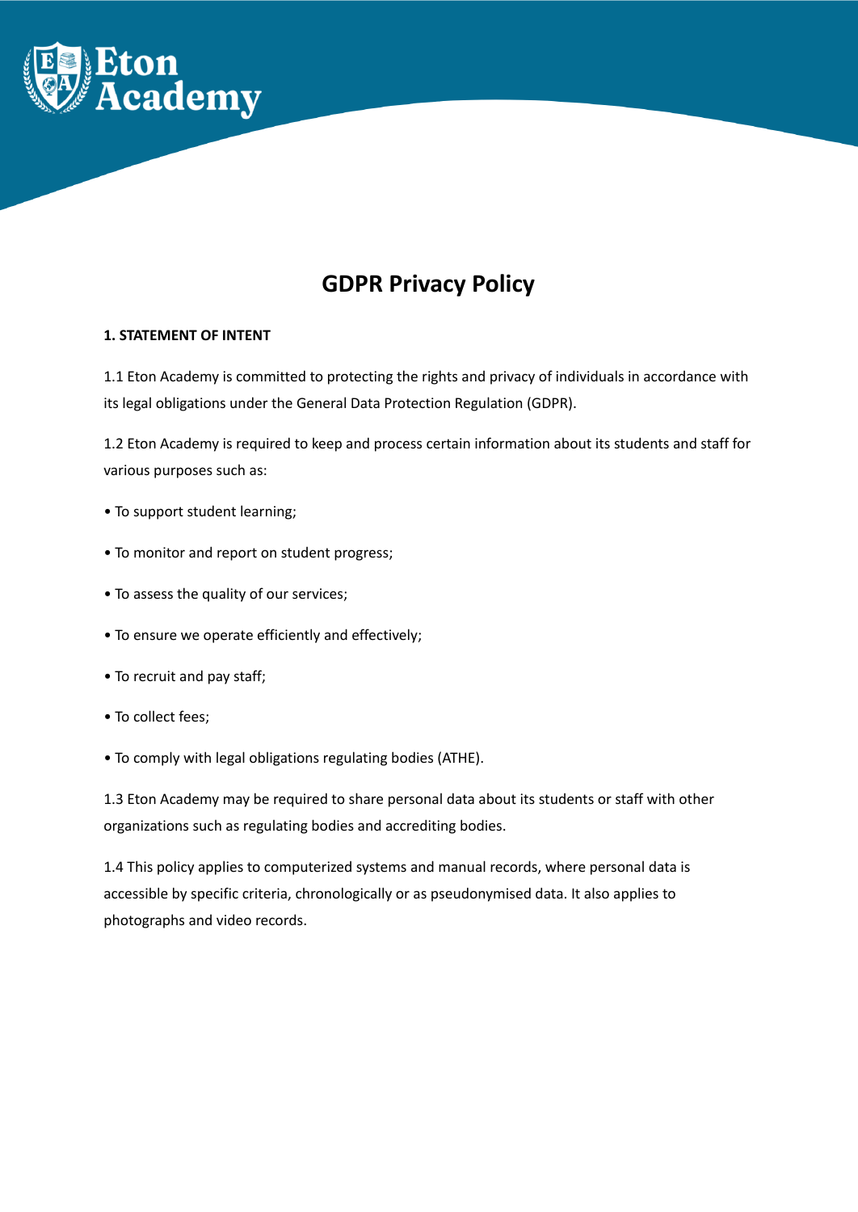# GDPR Privacy Policy

**1. STATEMENT OF INTENT**

1.1 Eton Academy is committed to protecting the rights and privacy of individuals in accordance with its legal obligations under the General Data Protection Regulation (GDPR).

1.2 Eton Academy is required to keep and process certain information about its students and staff for various purposes such as:

- To support student learning;
- To monitor and report on student progress;
- To assess the quality of our services;
- To ensure we operate efficiently and effectively;
- To recruit and pay staff;
- To collect fees;
- To comply with legal obligations regulating bodies (ATHE).

1.3 Eton Academy may be required to share personal data about its students or staff with other organizations such as regulating bodies and accrediting bodies.

1.4 This policy applies to computerized systems and manual records, where personal data is accessible by specific criteria, chronologically or as pseudonymised data. It also applies to photographs and video records.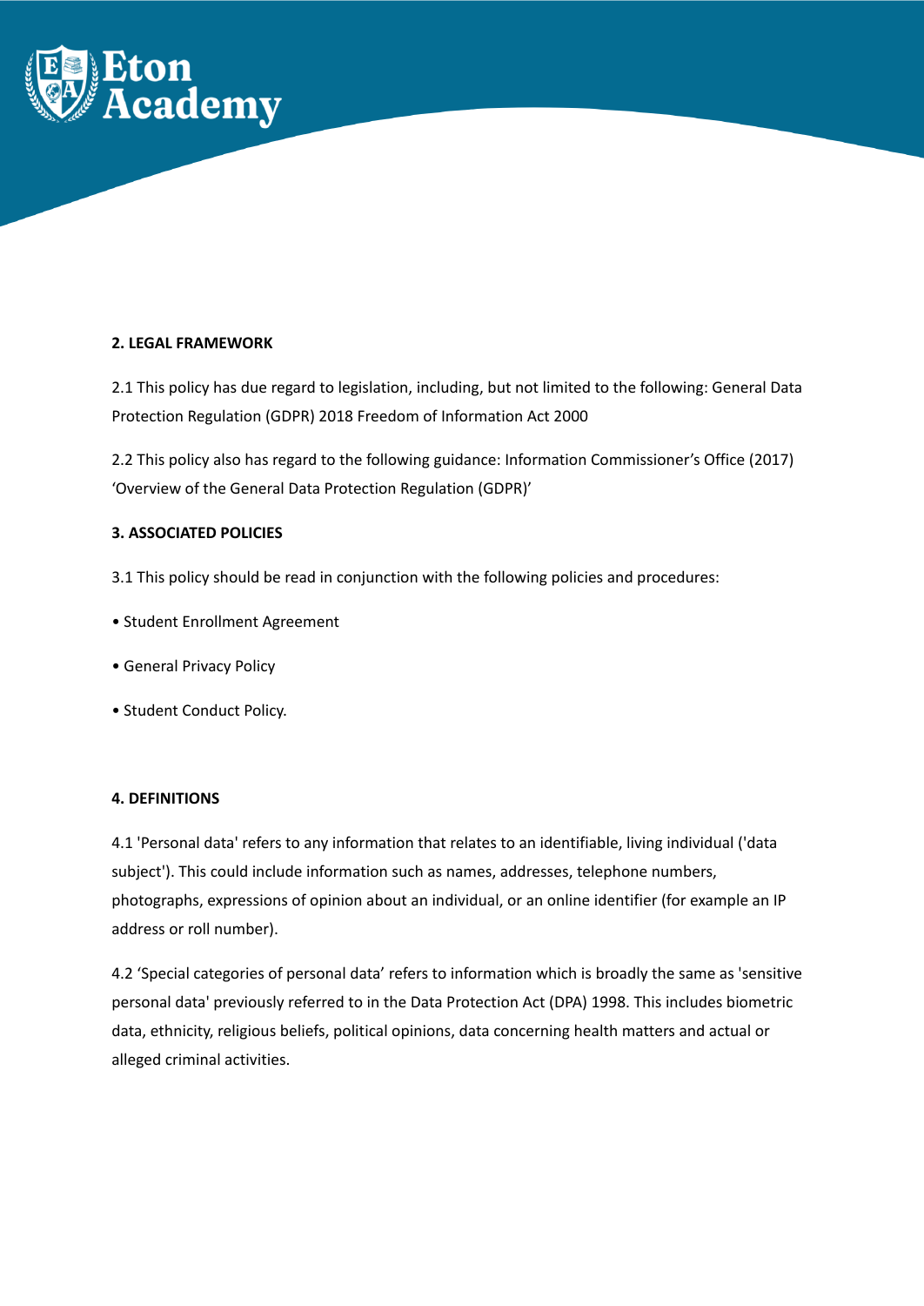**2. LEGAL FRAMEWORK**

2.1 This policy has due regard to legislation, including, but not limited to the following: General Data Protection Regulation (GDPR) 2018 Freedom of Information Act 2000

2.2 This policy also has regard to the following guidance: Information Commissioner's Office (2017) 'Overview of the General Data Protection Regulation (GDPR)'

**3. ASSOCIATED POLICIES**

3.1 This policy should be read in conjunction with the following policies and procedures:

• Student Enrollment Agreement

• General Privacy Policy

• Student Conduct Policy.

**4. DEFINITIONS**

4.1 'Personal data' refers to any information that relates to an identifiable, living individual ('data subject'). This could include information such as names, addresses, telephone numbers, photographs, expressions of opinion about an individual, or an online identifier (for example an IP address or roll number).

4.2 'Special categories of personal data' refers to information which is broadly the same as 'sensitive personal data' previously referred to in the Data Protection Act (DPA) 1998. This includes biometric data, ethnicity, religious beliefs, political opinions, data concerning health matters and actual or alleged criminal activities.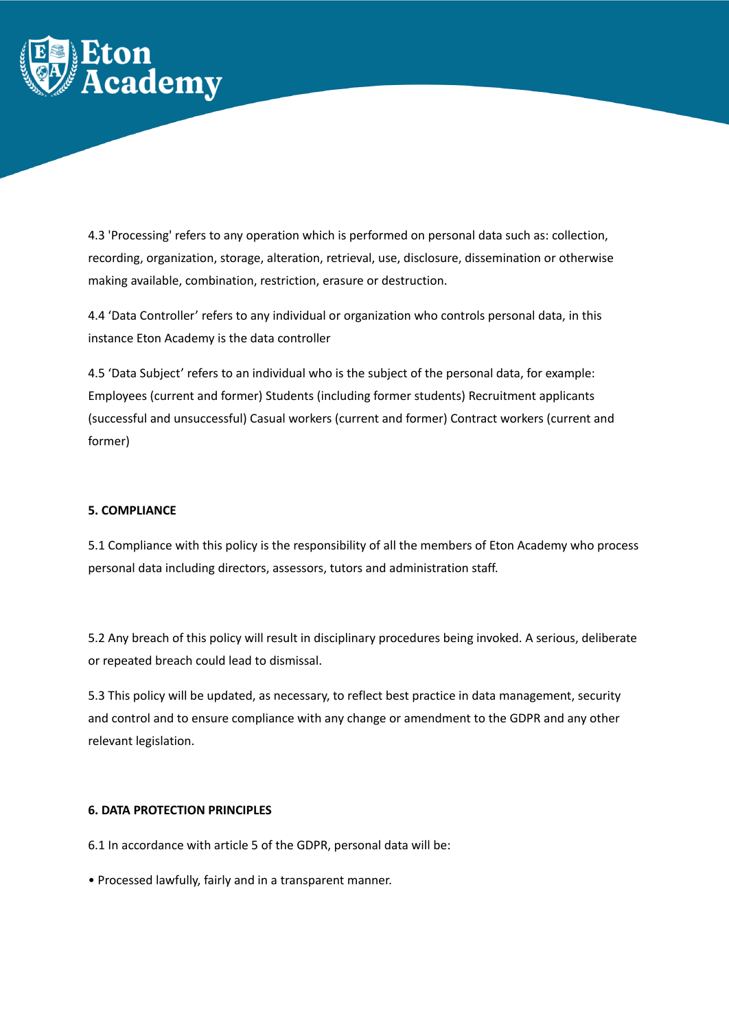4.3 'Processing' refers to any operation which is performed on personal data such as: collection, recording, organization, storage, alteration, retrieval, use, disclosure, dissemination or otherwise making available, combination, restriction, erasure or destruction.

4.4 'Data Controller' refers to any individual or organization who controls personal data, in this instance Eton Academy is the data controller

4.5 'Data Subject' refers to an individual who is the subject of the personal data, for example: Employees (current and former) Students (including former students) Recruitment applicants (successful and unsuccessful) Casual workers (current and former) Contract workers (current and former)

**5. COMPLIANCE**

5.1 Compliance with this policy is the responsibility of all the members of Eton Academy who process personal data including directors, assessors, tutors and administration staff.

5.2 Any breach of this policy will result in disciplinary procedures being invoked. A serious, deliberate or repeated breach could lead to dismissal.

5.3 This policy will be updated, as necessary, to reflect best practice in data management, security and control and to ensure compliance with any change or amendment to the GDPR and any other relevant legislation.

**6. DATA PROTECTION PRINCIPLES**

6.1 In accordance with article 5 of the GDPR, personal data will be:

- Processed lawfully, fairly and in a transparent manner.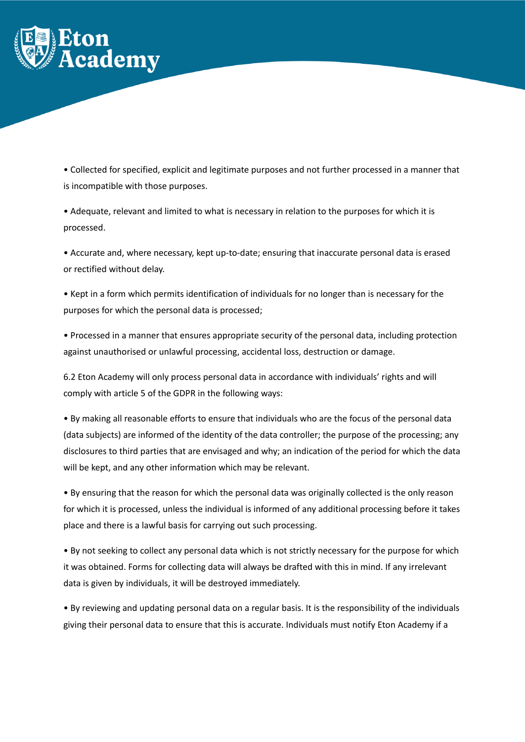- Collected for specified, explicit and legitimate purposes and not further processed in a manner that is incompatible with those purposes.

- Adequate, relevant and limited to what is necessary in relation to the purposes for which it is processed.

- Accurate and, where necessary, kept up-to-date; ensuring that inaccurate personal data is erased or rectified without delay.

- Kept in a form which permits identification of individuals for no longer than is necessary for the purposes for which the personal data is processed;

- Processed in a manner that ensures appropriate security of the personal data, including protection against unauthorised or unlawful processing, accidental loss, destruction or damage.

6.2 Eton Academy will only process personal data in accordance with individuals' rights and will comply with article 5 of the GDPR in the following ways:

- By making all reasonable efforts to ensure that individuals who are the focus of the personal data (data subjects) are informed of the identity of the data controller; the purpose of the processing; any disclosures to third parties that are envisaged and why; an indication of the period for which the data will be kept, and any other information which may be relevant.

- By ensuring that the reason for which the personal data was originally collected is the only reason for which it is processed, unless the individual is informed of any additional processing before it takes place and there is a lawful basis for carrying out such processing.

- By not seeking to collect any personal data which is not strictly necessary for the purpose for which it was obtained. Forms for collecting data will always be drafted with this in mind. If any irrelevant data is given by individuals, it will be destroyed immediately.

- By reviewing and updating personal data on a regular basis. It is the responsibility of the individuals giving their personal data to ensure that this is accurate. Individuals must notify Eton Academy if a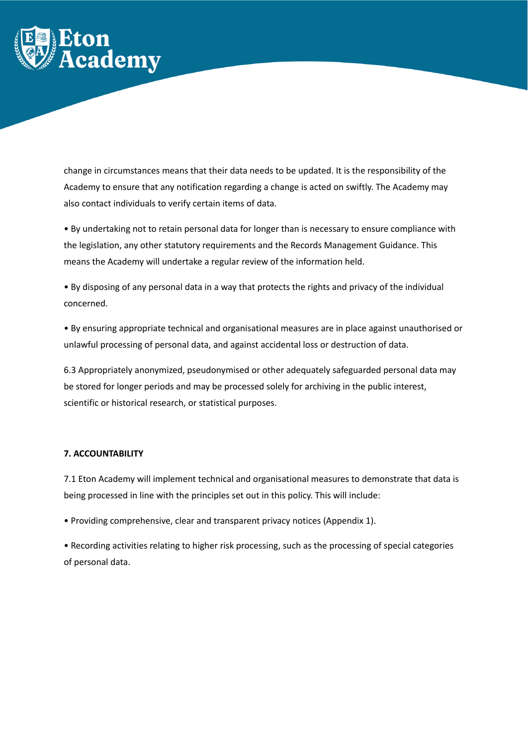change in circumstances means that their data needs to be updated. It is the responsibility of the Academy to ensure that any notification regarding a change is acted on swiftly. The Academy may also contact individuals to verify certain items of data.

• By undertaking not to retain personal data for longer than is necessary to ensure compliance with the legislation, any other statutory requirements and the Records Management Guidance. This means the Academy will undertake a regular review of the information held.

• By disposing of any personal data in a way that protects the rights and privacy of the individual concerned.

• By ensuring appropriate technical and organisational measures are in place against unauthorised or unlawful processing of personal data, and against accidental loss or destruction of data.

6.3 Appropriately anonymized, pseudonymised or other adequately safeguarded personal data may be stored for longer periods and may be processed solely for archiving in the public interest, scientific or historical research, or statistical purposes.

**7. ACCOUNTABILITY**

7.1 Eton Academy will implement technical and organisational measures to demonstrate that data is being processed in line with the principles set out in this policy. This will include:

• Providing comprehensive, clear and transparent privacy notices (Appendix 1).

• Recording activities relating to higher risk processing, such as the processing of special categories of personal data.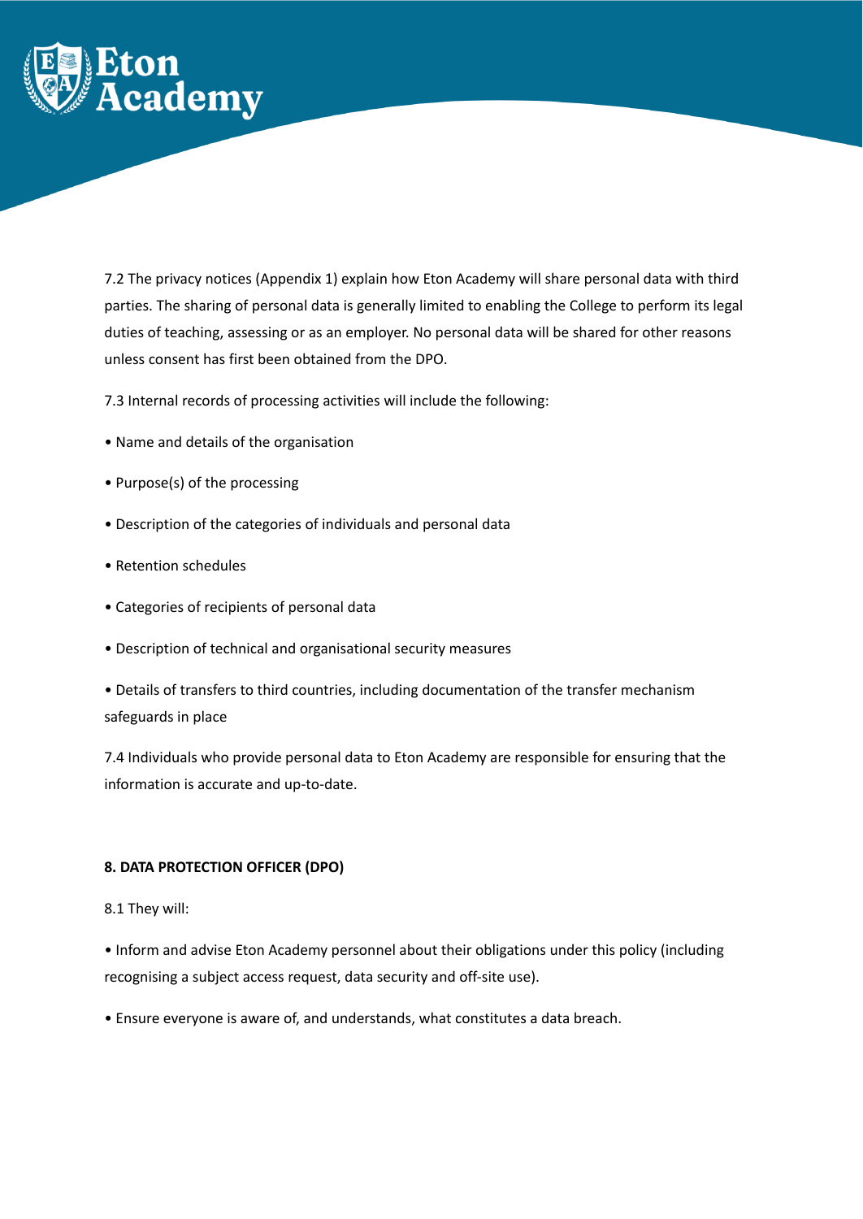7.2 The privacy notices (Appendix 1) explain how Eton Academy will share personal data with third parties. The sharing of personal data is generally limited to enabling the College to perform its legal duties of teaching, assessing or as an employer. No personal data will be shared for other reasons unless consent has first been obtained from the DPO.

7.3 Internal records of processing activities will include the following:

- Name and details of the organisation
- Purpose(s) of the processing
- Description of the categories of individuals and personal data
- Retention schedules
- Categories of recipients of personal data
- Description of technical and organisational security measures
- Details of transfers to third countries, including documentation of the transfer mechanism safeguards in place

7.4 Individuals who provide personal data to Eton Academy are responsible for ensuring that the information is accurate and up-to-date.

**8. DATA PROTECTION OFFICER (DPO)**

8.1 They will:

- Inform and advise Eton Academy personnel about their obligations under this policy (including recognising a subject access request, data security and off-site use).
- Ensure everyone is aware of, and understands, what constitutes a data breach.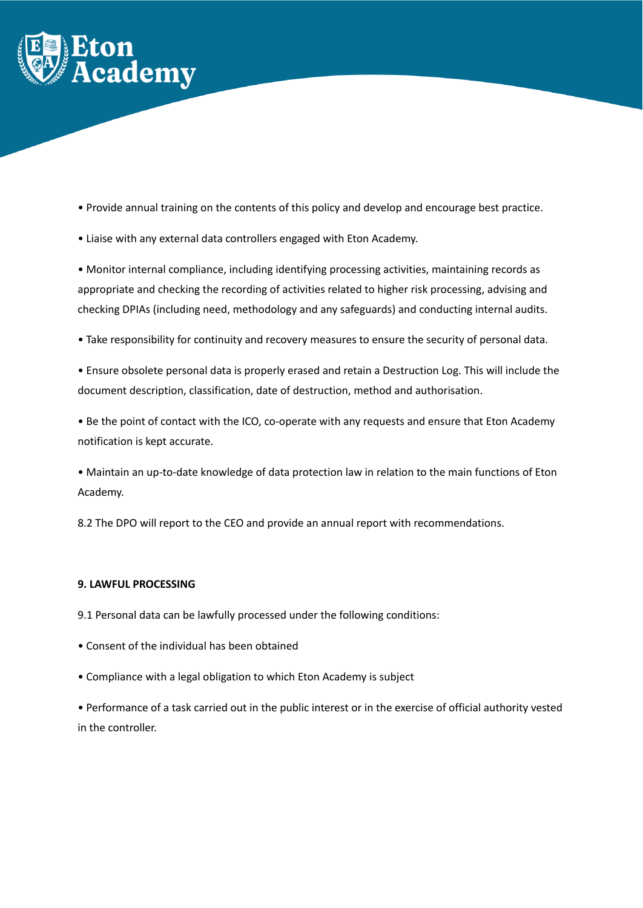- Provide annual training on the contents of this policy and develop and encourage best practice.
- Liaise with any external data controllers engaged with Eton Academy.
- Monitor internal compliance, including identifying processing activities, maintaining records as appropriate and checking the recording of activities related to higher risk processing, advising and checking DPIAs (including need, methodology and any safeguards) and conducting internal audits.
- Take responsibility for continuity and recovery measures to ensure the security of personal data.
- Ensure obsolete personal data is properly erased and retain a Destruction Log. This will include the document description, classification, date of destruction, method and authorisation.
- Be the point of contact with the ICO, co-operate with any requests and ensure that Eton Academy notification is kept accurate.
- Maintain an up-to-date knowledge of data protection law in relation to the main functions of Eton Academy.

8.2 The DPO will report to the CEO and provide an annual report with recommendations.

**9. LAWFUL PROCESSING**

9.1 Personal data can be lawfully processed under the following conditions:

- Consent of the individual has been obtained
- Compliance with a legal obligation to which Eton Academy is subject
- Performance of a task carried out in the public interest or in the exercise of official authority vested in the controller.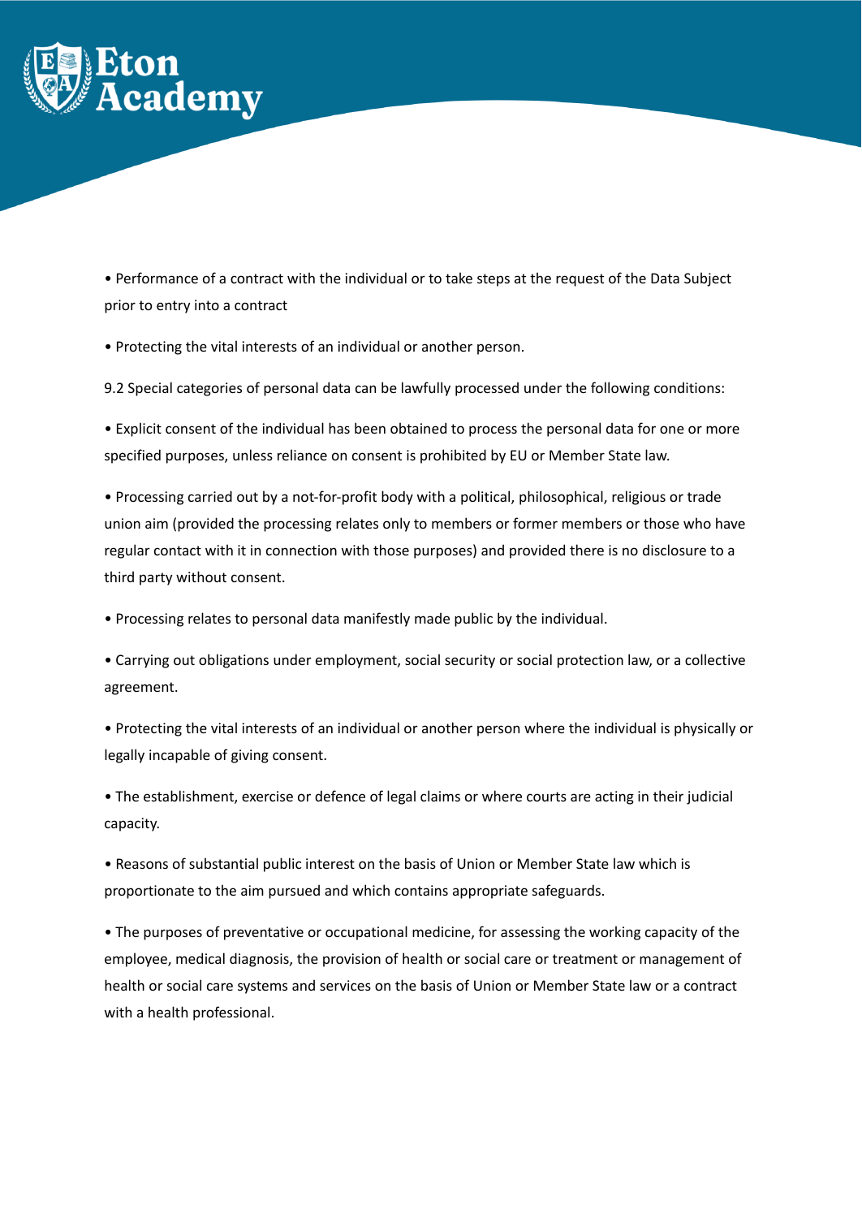- Performance of a contract with the individual or to take steps at the request of the Data Subject prior to entry into a contract
- Protecting the vital interests of an individual or another person.

9.2 Special categories of personal data can be lawfully processed under the following conditions:

- Explicit consent of the individual has been obtained to process the personal data for one or more specified purposes, unless reliance on consent is prohibited by EU or Member State law.
- Processing carried out by a not-for-profit body with a political, philosophical, religious or trade union aim (provided the processing relates only to members or former members or those who have regular contact with it in connection with those purposes) and provided there is no disclosure to a third party without consent.
- Processing relates to personal data manifestly made public by the individual.
- Carrying out obligations under employment, social security or social protection law, or a collective agreement.
- Protecting the vital interests of an individual or another person where the individual is physically or legally incapable of giving consent.
- The establishment, exercise or defence of legal claims or where courts are acting in their judicial capacity.
- Reasons of substantial public interest on the basis of Union or Member State law which is proportionate to the aim pursued and which contains appropriate safeguards.
- The purposes of preventative or occupational medicine, for assessing the working capacity of the employee, medical diagnosis, the provision of health or social care or treatment or management of health or social care systems and services on the basis of Union or Member State law or a contract with a health professional.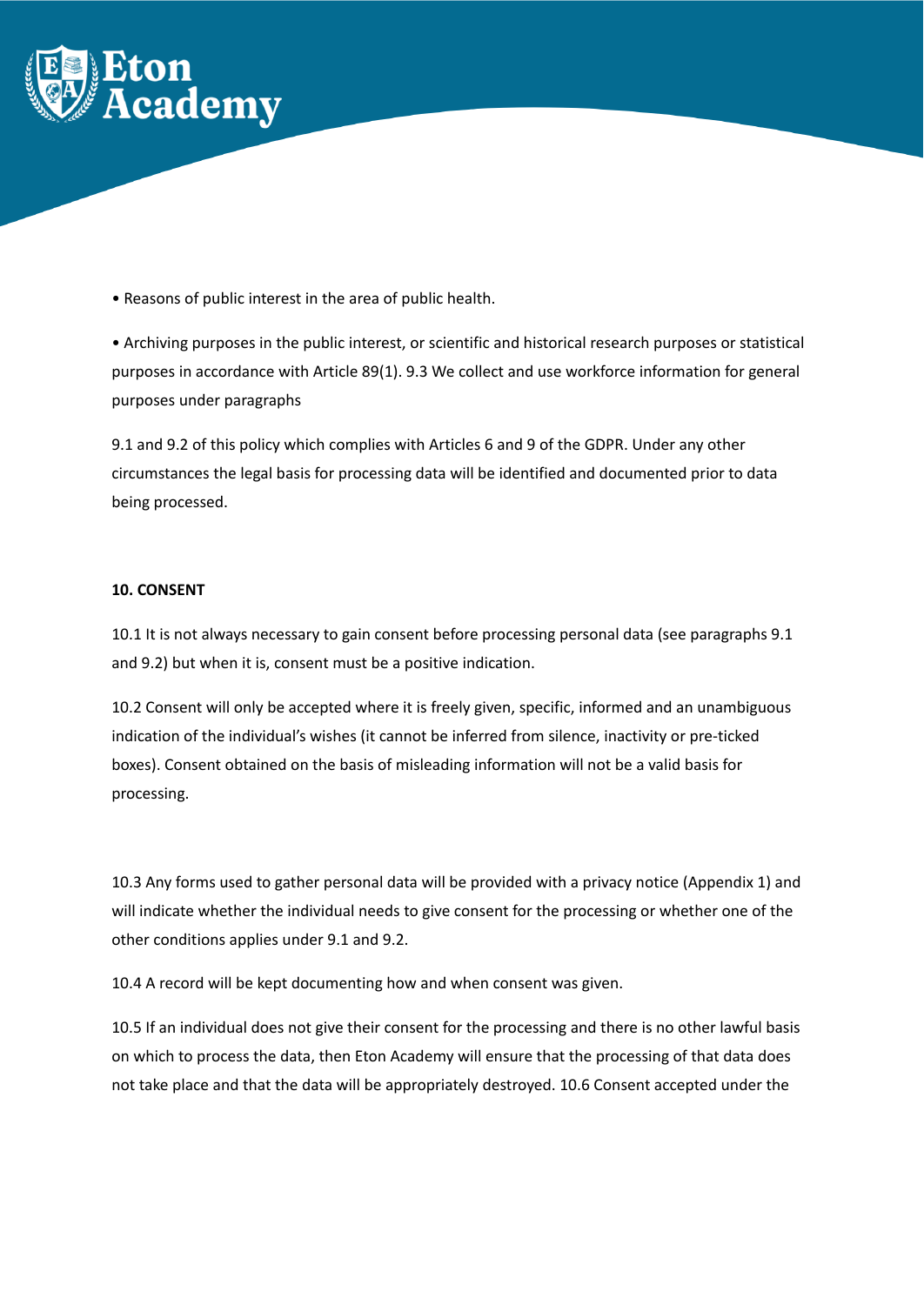• Reasons of public interest in the area of public health.

• Archiving purposes in the public interest, or scientific and historical research purposes or statistical purposes in accordance with Article 89(1). 9.3 We collect and use workforce information for general purposes under paragraphs

9.1 and 9.2 of this policy which complies with Articles 6 and 9 of the GDPR. Under any other circumstances the legal basis for processing data will be identified and documented prior to data being processed.

**10. CONSENT**

10.1 It is not always necessary to gain consent before processing personal data (see paragraphs 9.1 and 9.2) but when it is, consent must be a positive indication.

10.2 Consent will only be accepted where it is freely given, specific, informed and an unambiguous indication of the individual's wishes (it cannot be inferred from silence, inactivity or pre-ticked boxes). Consent obtained on the basis of misleading information will not be a valid basis for processing.

10.3 Any forms used to gather personal data will be provided with a privacy notice (Appendix 1) and will indicate whether the individual needs to give consent for the processing or whether one of the other conditions applies under 9.1 and 9.2.

10.4 A record will be kept documenting how and when consent was given.

10.5 If an individual does not give their consent for the processing and there is no other lawful basis on which to process the data, then Eton Academy will ensure that the processing of that data does not take place and that the data will be appropriately destroyed. 10.6 Consent accepted under the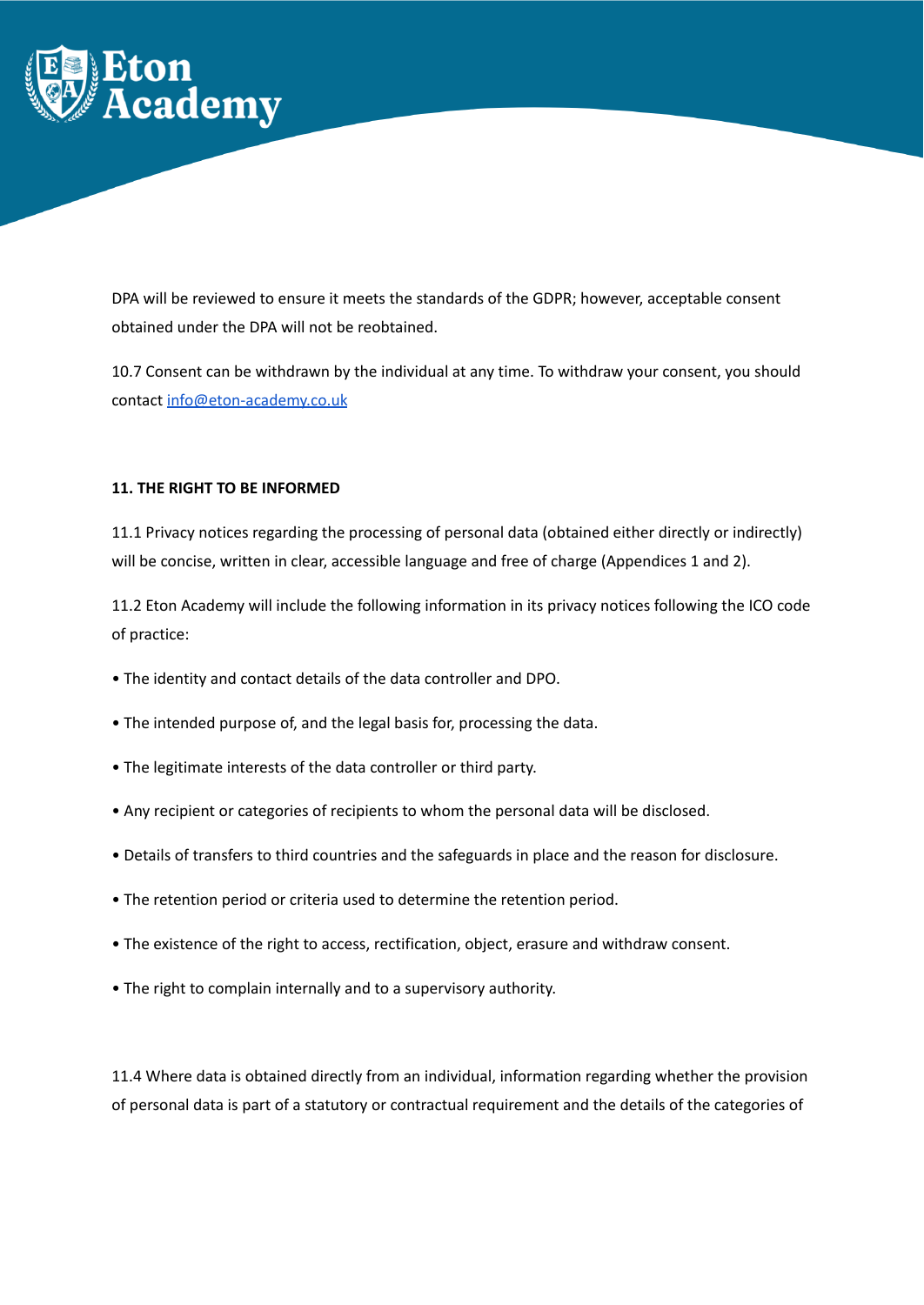DPA will be reviewed to ensure it meets the standards of the GDPR; however, acceptable consent obtained under the DPA will not be reobtained.

10.7 Consent can be withdrawn by the individual at any time. To withdraw your consent, you should contact [info@eton-academy.co.uk](mailto:info@eton-academy.co.uk)

**11. THE RIGHT TO BE INFORMED**

11.1 Privacy notices regarding the processing of personal data (obtained either directly or indirectly) will be concise, written in clear, accessible language and free of charge (Appendices 1 and 2).

11.2 Eton Academy will include the following information in its privacy notices following the ICO code of practice:

- The identity and contact details of the data controller and DPO.
- The intended purpose of, and the legal basis for, processing the data.
- The legitimate interests of the data controller or third party.
- Any recipient or categories of recipients to whom the personal data will be disclosed.
- Details of transfers to third countries and the safeguards in place and the reason for disclosure.
- The retention period or criteria used to determine the retention period.
- The existence of the right to access, rectification, object, erasure and withdraw consent.
- The right to complain internally and to a supervisory authority.

11.4 Where data is obtained directly from an individual, information regarding whether the provision of personal data is part of a statutory or contractual requirement and the details of the categories of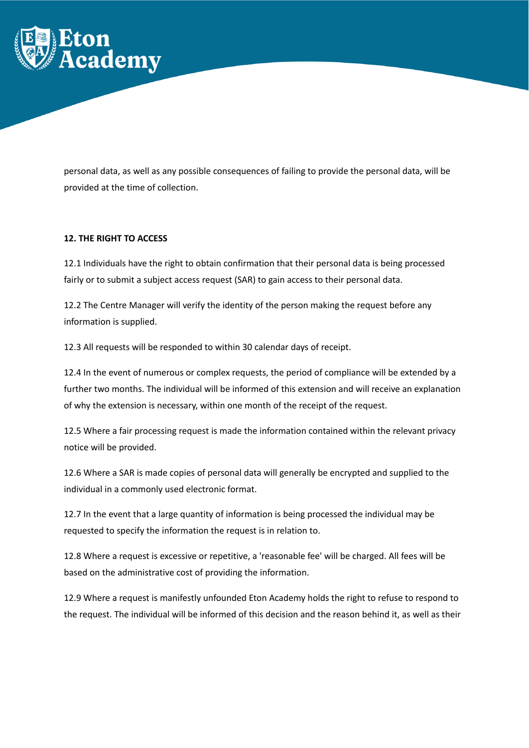personal data, as well as any possible consequences of failing to provide the personal data, will be provided at the time of collection.

**12. THE RIGHT TO ACCESS**

12.1 Individuals have the right to obtain confirmation that their personal data is being processed fairly or to submit a subject access request (SAR) to gain access to their personal data.

12.2 The Centre Manager will verify the identity of the person making the request before any information is supplied.

12.3 All requests will be responded to within 30 calendar days of receipt.

12.4 In the event of numerous or complex requests, the period of compliance will be extended by a further two months. The individual will be informed of this extension and will receive an explanation of why the extension is necessary, within one month of the receipt of the request.

12.5 Where a fair processing request is made the information contained within the relevant privacy notice will be provided.

12.6 Where a SAR is made copies of personal data will generally be encrypted and supplied to the individual in a commonly used electronic format.

12.7 In the event that a large quantity of information is being processed the individual may be requested to specify the information the request is in relation to.

12.8 Where a request is excessive or repetitive, a 'reasonable fee' will be charged. All fees will be based on the administrative cost of providing the information.

12.9 Where a request is manifestly unfounded Eton Academy holds the right to refuse to respond to the request. The individual will be informed of this decision and the reason behind it, as well as their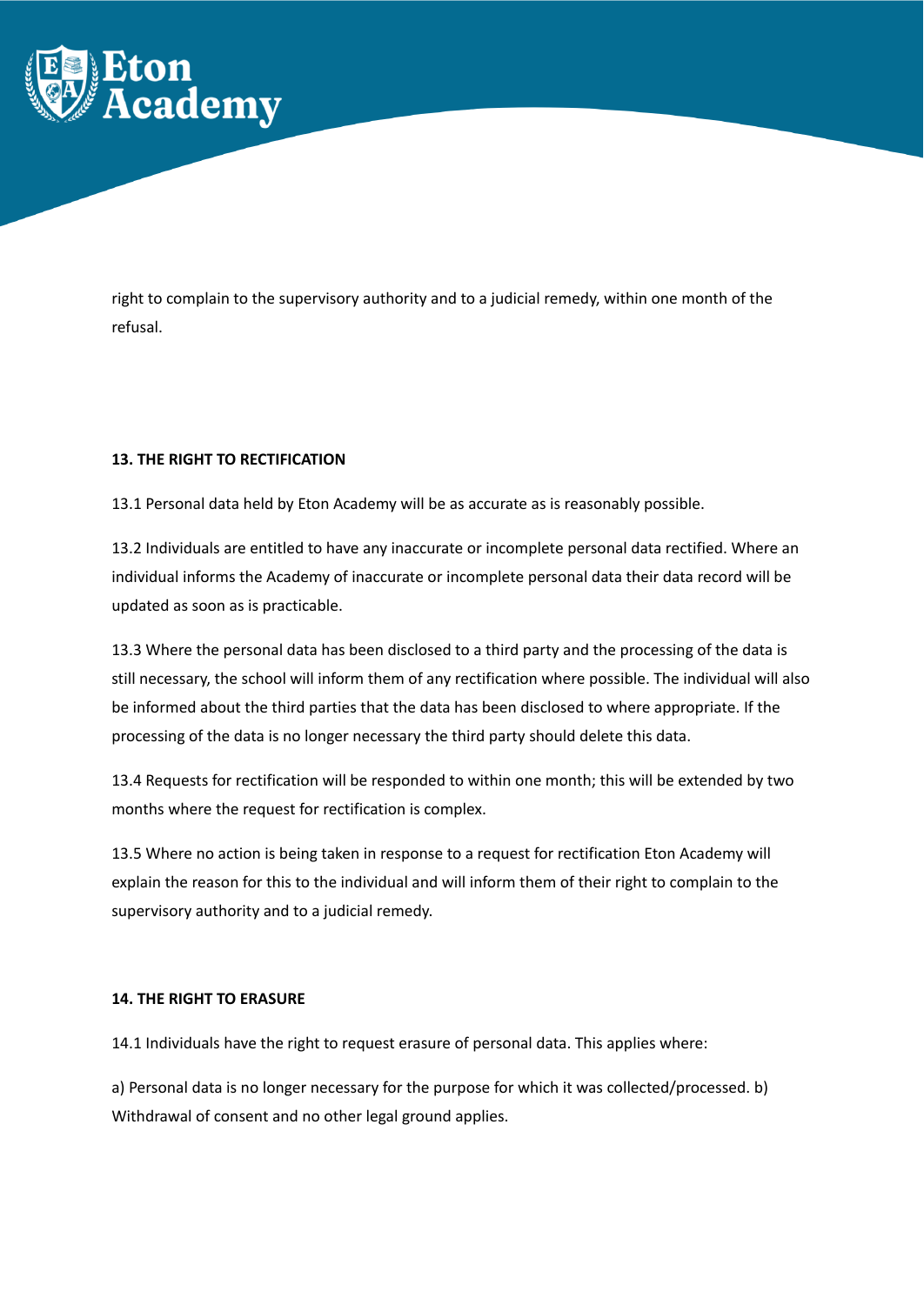right to complain to the supervisory authority and to a judicial remedy, within one month of the refusal.

**13. THE RIGHT TO RECTIFICATION**

13.1 Personal data held by Eton Academy will be as accurate as is reasonably possible.

13.2 Individuals are entitled to have any inaccurate or incomplete personal data rectified. Where an individual informs the Academy of inaccurate or incomplete personal data their data record will be updated as soon as is practicable.

13.3 Where the personal data has been disclosed to a third party and the processing of the data is still necessary, the school will inform them of any rectification where possible. The individual will also be informed about the third parties that the data has been disclosed to where appropriate. If the processing of the data is no longer necessary the third party should delete this data.

13.4 Requests for rectification will be responded to within one month; this will be extended by two months where the request for rectification is complex.

13.5 Where no action is being taken in response to a request for rectification Eton Academy will explain the reason for this to the individual and will inform them of their right to complain to the supervisory authority and to a judicial remedy.

**14. THE RIGHT TO ERASURE**

14.1 Individuals have the right to request erasure of personal data. This applies where:

a) Personal data is no longer necessary for the purpose for which it was collected/processed. b) Withdrawal of consent and no other legal ground applies.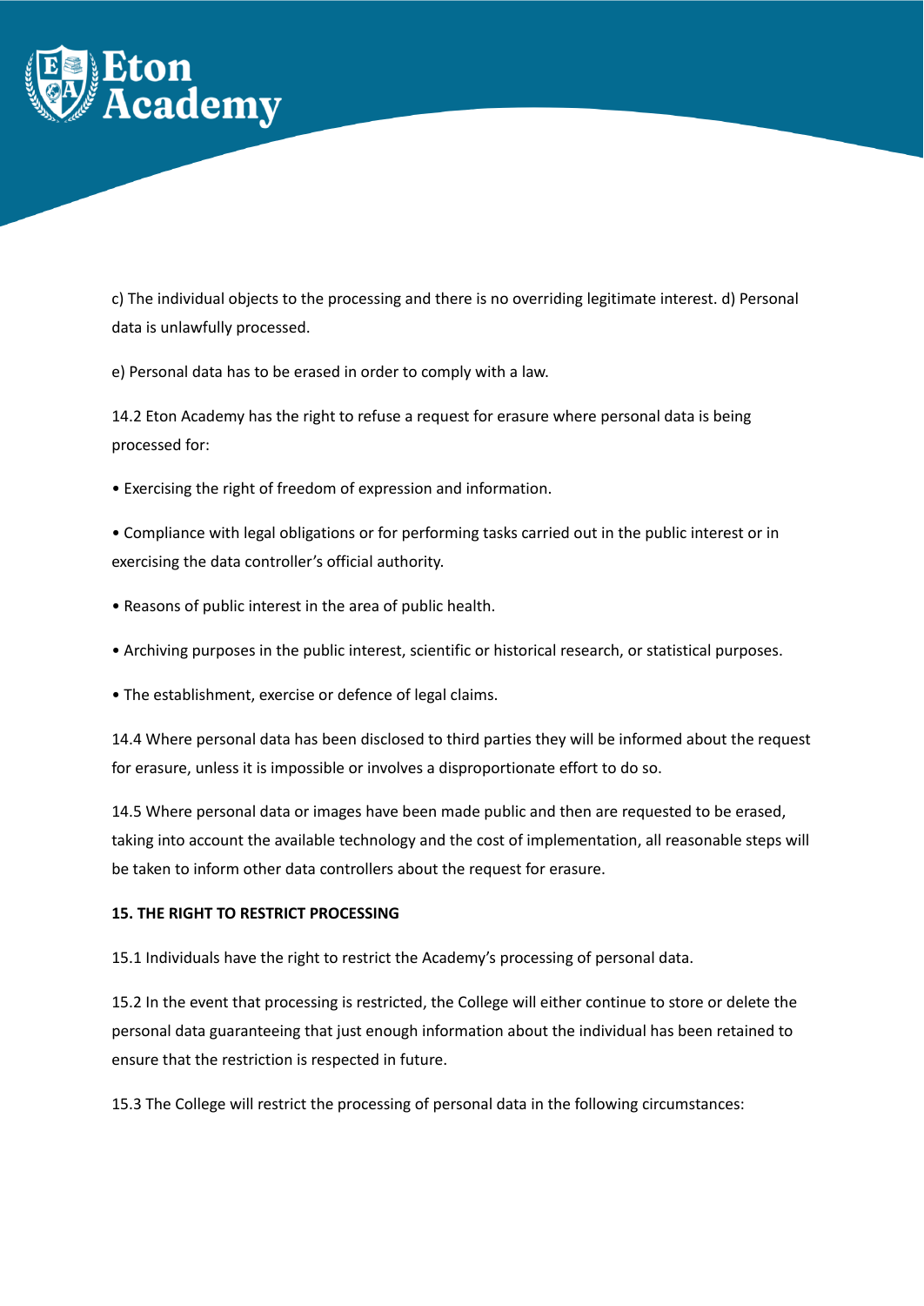c) The individual objects to the processing and there is no overriding legitimate interest. d) Personal data is unlawfully processed.

e) Personal data has to be erased in order to comply with a law.

14.2 Eton Academy has the right to refuse a request for erasure where personal data is being processed for:

• Exercising the right of freedom of expression and information.

• Compliance with legal obligations or for performing tasks carried out in the public interest or in exercising the data controller's official authority.

• Reasons of public interest in the area of public health.

• Archiving purposes in the public interest, scientific or historical research, or statistical purposes.

• The establishment, exercise or defence of legal claims.

14.4 Where personal data has been disclosed to third parties they will be informed about the request for erasure, unless it is impossible or involves a disproportionate effort to do so.

14.5 Where personal data or images have been made public and then are requested to be erased, taking into account the available technology and the cost of implementation, all reasonable steps will be taken to inform other data controllers about the request for erasure.

**15. THE RIGHT TO RESTRICT PROCESSING**

15.1 Individuals have the right to restrict the Academy's processing of personal data.

15.2 In the event that processing is restricted, the College will either continue to store or delete the personal data guaranteeing that just enough information about the individual has been retained to ensure that the restriction is respected in future.

15.3 The College will restrict the processing of personal data in the following circumstances: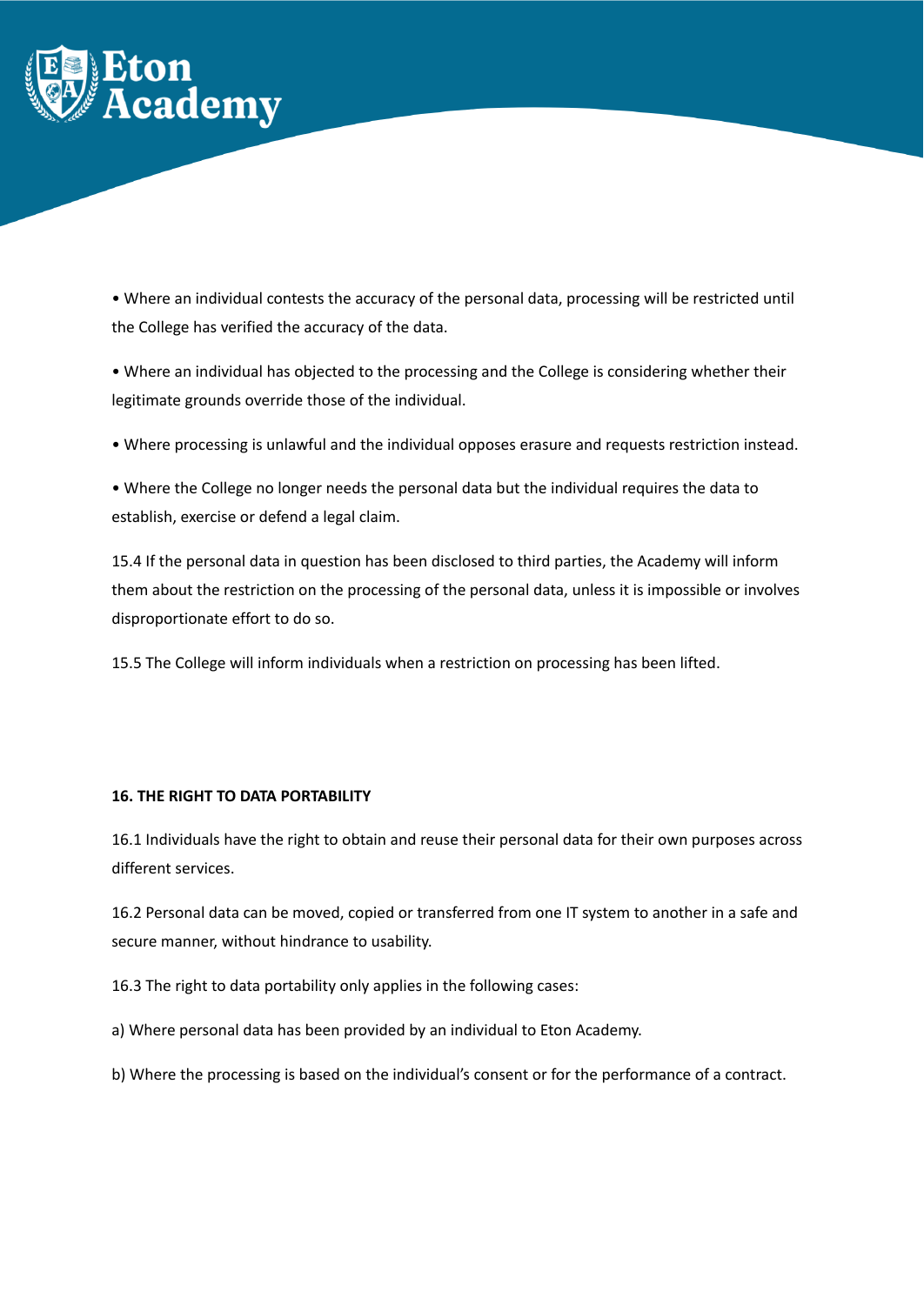• Where an individual contests the accuracy of the personal data, processing will be restricted until the College has verified the accuracy of the data.

• Where an individual has objected to the processing and the College is considering whether their legitimate grounds override those of the individual.

• Where processing is unlawful and the individual opposes erasure and requests restriction instead.

• Where the College no longer needs the personal data but the individual requires the data to establish, exercise or defend a legal claim.

15.4 If the personal data in question has been disclosed to third parties, the Academy will inform them about the restriction on the processing of the personal data, unless it is impossible or involves disproportionate effort to do so.

15.5 The College will inform individuals when a restriction on processing has been lifted.

**16. THE RIGHT TO DATA PORTABILITY**

16.1 Individuals have the right to obtain and reuse their personal data for their own purposes across different services.

16.2 Personal data can be moved, copied or transferred from one IT system to another in a safe and secure manner, without hindrance to usability.

16.3 The right to data portability only applies in the following cases:

a) Where personal data has been provided by an individual to Eton Academy.

b) Where the processing is based on the individual's consent or for the performance of a contract.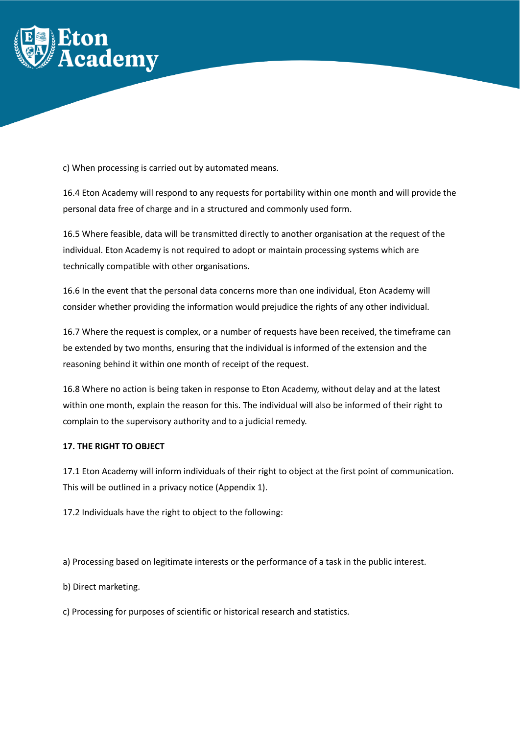c) When processing is carried out by automated means.

16.4 Eton Academy will respond to any requests for portability within one month and will provide the personal data free of charge and in a structured and commonly used form.

16.5 Where feasible, data will be transmitted directly to another organisation at the request of the individual. Eton Academy is not required to adopt or maintain processing systems which are technically compatible with other organisations.

16.6 In the event that the personal data concerns more than one individual, Eton Academy will consider whether providing the information would prejudice the rights of any other individual.

16.7 Where the request is complex, or a number of requests have been received, the timeframe can be extended by two months, ensuring that the individual is informed of the extension and the reasoning behind it within one month of receipt of the request.

16.8 Where no action is being taken in response to Eton Academy, without delay and at the latest within one month, explain the reason for this. The individual will also be informed of their right to complain to the supervisory authority and to a judicial remedy.

**17. THE RIGHT TO OBJECT**

17.1 Eton Academy will inform individuals of their right to object at the first point of communication. This will be outlined in a privacy notice (Appendix 1).

17.2 Individuals have the right to object to the following:

a) Processing based on legitimate interests or the performance of a task in the public interest.

b) Direct marketing.

c) Processing for purposes of scientific or historical research and statistics.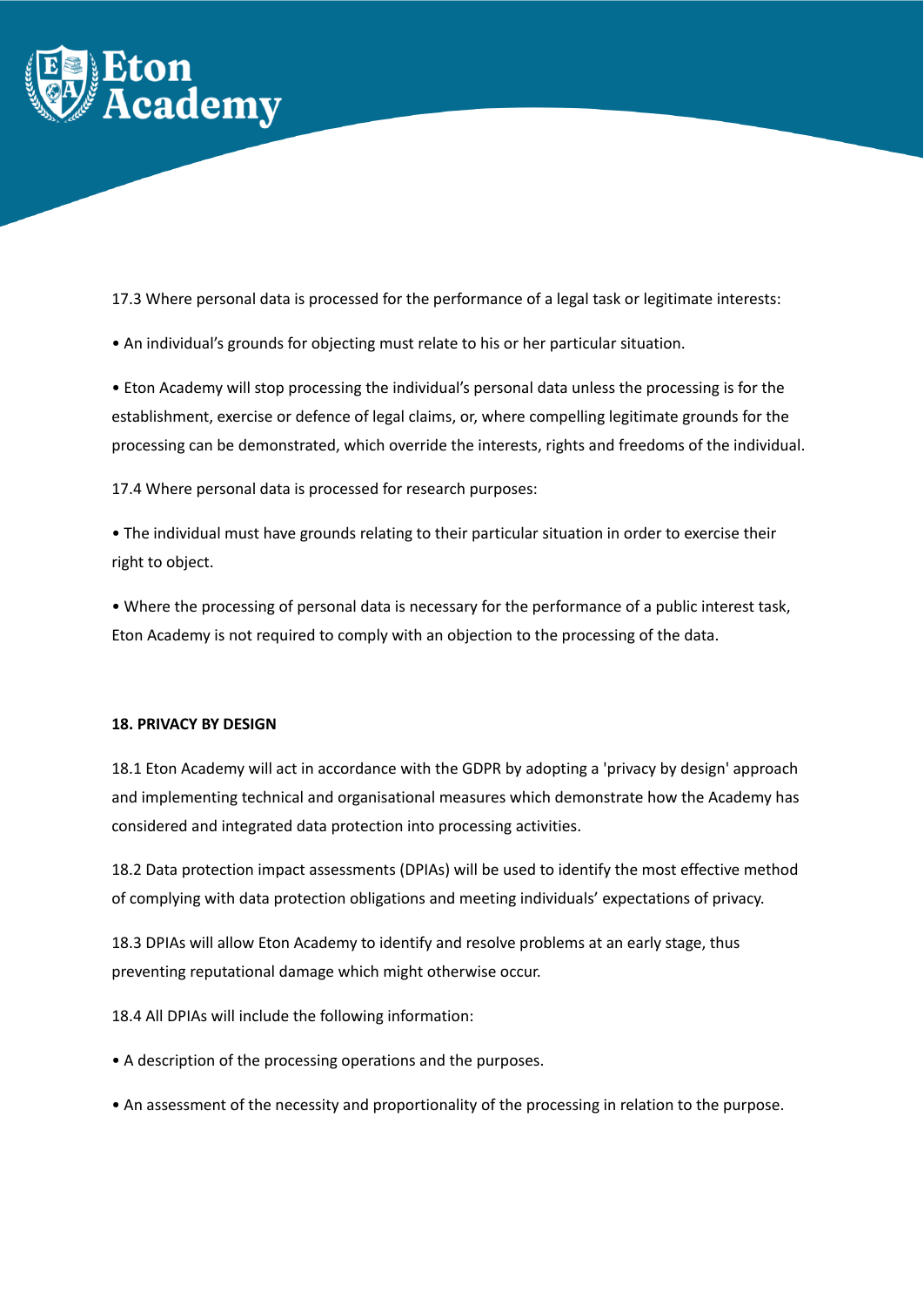17.3 Where personal data is processed for the performance of a legal task or legitimate interests:

• An individual's grounds for objecting must relate to his or her particular situation.

• Eton Academy will stop processing the individual's personal data unless the processing is for the establishment, exercise or defence of legal claims, or, where compelling legitimate grounds for the processing can be demonstrated, which override the interests, rights and freedoms of the individual.

17.4 Where personal data is processed for research purposes:

• The individual must have grounds relating to their particular situation in order to exercise their right to object.

• Where the processing of personal data is necessary for the performance of a public interest task, Eton Academy is not required to comply with an objection to the processing of the data.

**18. PRIVACY BY DESIGN**

18.1 Eton Academy will act in accordance with the GDPR by adopting a 'privacy by design' approach and implementing technical and organisational measures which demonstrate how the Academy has considered and integrated data protection into processing activities.

18.2 Data protection impact assessments (DPIAs) will be used to identify the most effective method of complying with data protection obligations and meeting individuals' expectations of privacy.

18.3 DPIAs will allow Eton Academy to identify and resolve problems at an early stage, thus preventing reputational damage which might otherwise occur.

18.4 All DPIAs will include the following information:

• A description of the processing operations and the purposes.

• An assessment of the necessity and proportionality of the processing in relation to the purpose.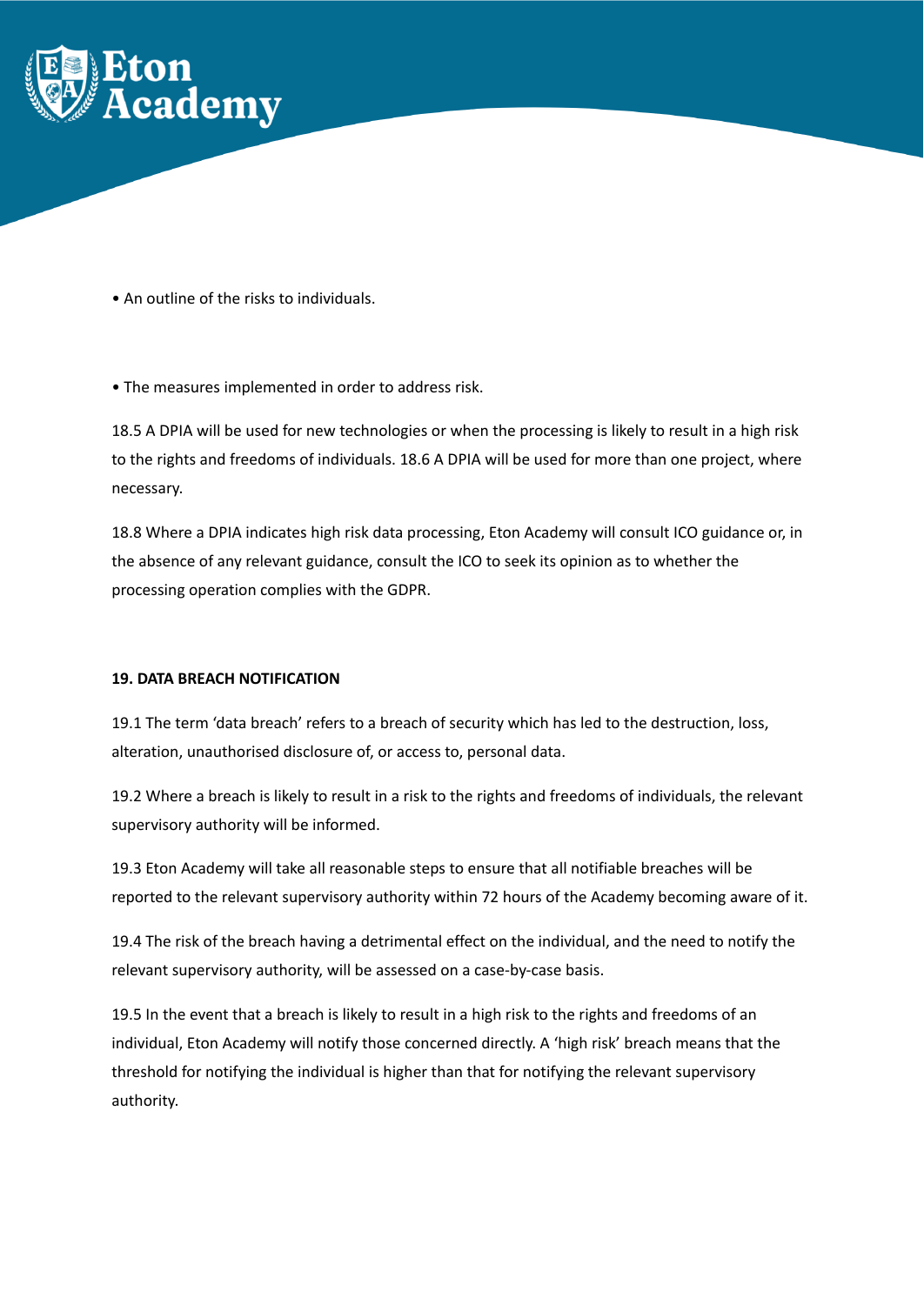- An outline of the risks to individuals.

- The measures implemented in order to address risk.

18.5 A DPIA will be used for new technologies or when the processing is likely to result in a high risk to the rights and freedoms of individuals. 18.6 A DPIA will be used for more than one project, where necessary.

18.8 Where a DPIA indicates high risk data processing, Eton Academy will consult ICO guidance or, in the absence of any relevant guidance, consult the ICO to seek its opinion as to whether the processing operation complies with the GDPR.

**19. DATA BREACH NOTIFICATION**

19.1 The term 'data breach' refers to a breach of security which has led to the destruction, loss, alteration, unauthorised disclosure of, or access to, personal data.

19.2 Where a breach is likely to result in a risk to the rights and freedoms of individuals, the relevant supervisory authority will be informed.

19.3 Eton Academy will take all reasonable steps to ensure that all notifiable breaches will be reported to the relevant supervisory authority within 72 hours of the Academy becoming aware of it.

19.4 The risk of the breach having a detrimental effect on the individual, and the need to notify the relevant supervisory authority, will be assessed on a case-by-case basis.

19.5 In the event that a breach is likely to result in a high risk to the rights and freedoms of an individual, Eton Academy will notify those concerned directly. A 'high risk' breach means that the threshold for notifying the individual is higher than that for notifying the relevant supervisory authority.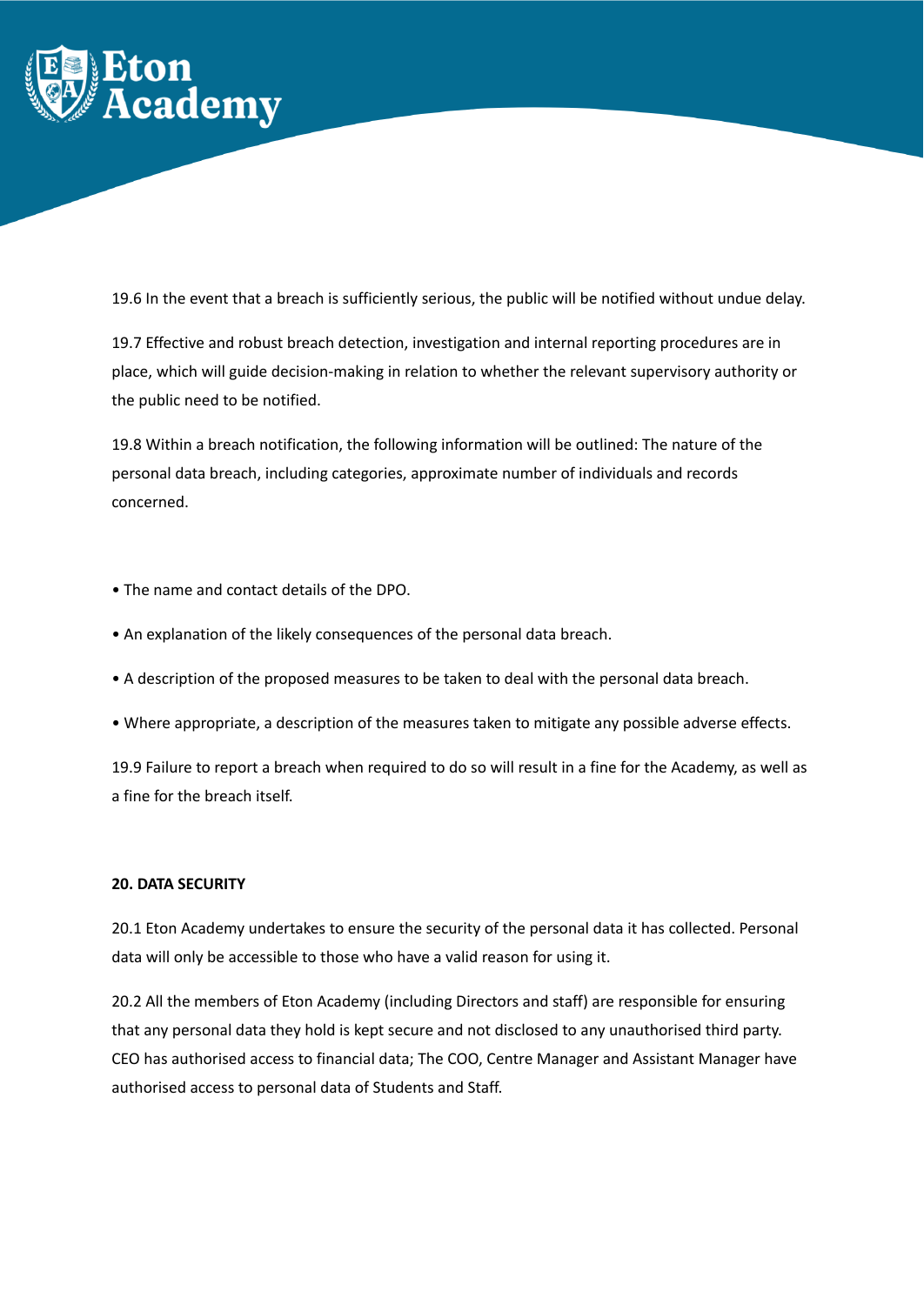19.6 In the event that a breach is sufficiently serious, the public will be notified without undue delay.

19.7 Effective and robust breach detection, investigation and internal reporting procedures are in place, which will guide decision-making in relation to whether the relevant supervisory authority or the public need to be notified.

19.8 Within a breach notification, the following information will be outlined: The nature of the personal data breach, including categories, approximate number of individuals and records concerned.

- The name and contact details of the DPO.
- An explanation of the likely consequences of the personal data breach.
- A description of the proposed measures to be taken to deal with the personal data breach.
- Where appropriate, a description of the measures taken to mitigate any possible adverse effects.

19.9 Failure to report a breach when required to do so will result in a fine for the Academy, as well as a fine for the breach itself.

**20. DATA SECURITY**

20.1 Eton Academy undertakes to ensure the security of the personal data it has collected. Personal data will only be accessible to those who have a valid reason for using it.

20.2 All the members of Eton Academy (including Directors and staff) are responsible for ensuring that any personal data they hold is kept secure and not disclosed to any unauthorised third party. CEO has authorised access to financial data; The COO, Centre Manager and Assistant Manager have authorised access to personal data of Students and Staff.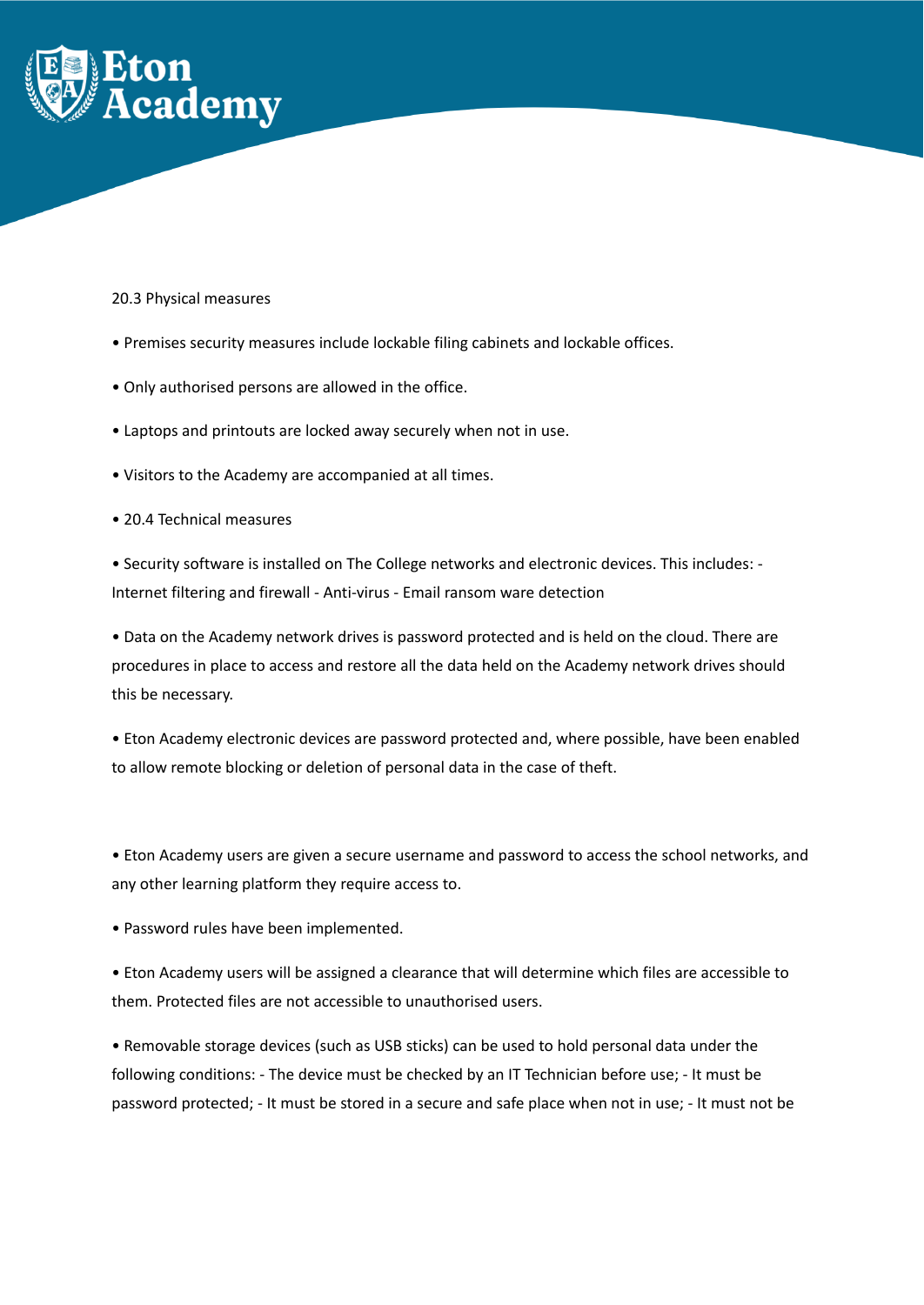20.3 Physical measures

- Premises security measures include lockable filing cabinets and lockable offices.
- Only authorised persons are allowed in the office.
- Laptops and printouts are locked away securely when not in use.
- Visitors to the Academy are accompanied at all times.
- 20.4 Technical measures
- Security software is installed on The College networks and electronic devices. This includes: - Internet filtering and firewall - Anti-virus - Email ransom ware detection
- Data on the Academy network drives is password protected and is held on the cloud. There are procedures in place to access and restore all the data held on the Academy network drives should this be necessary.
- Eton Academy electronic devices are password protected and, where possible, have been enabled to allow remote blocking or deletion of personal data in the case of theft.

- Eton Academy users are given a secure username and password to access the school networks, and any other learning platform they require access to.
- Password rules have been implemented.
- Eton Academy users will be assigned a clearance that will determine which files are accessible to them. Protected files are not accessible to unauthorised users.
- Removable storage devices (such as USB sticks) can be used to hold personal data under the following conditions: - The device must be checked by an IT Technician before use; - It must be password protected; - It must be stored in a secure and safe place when not in use; - It must not be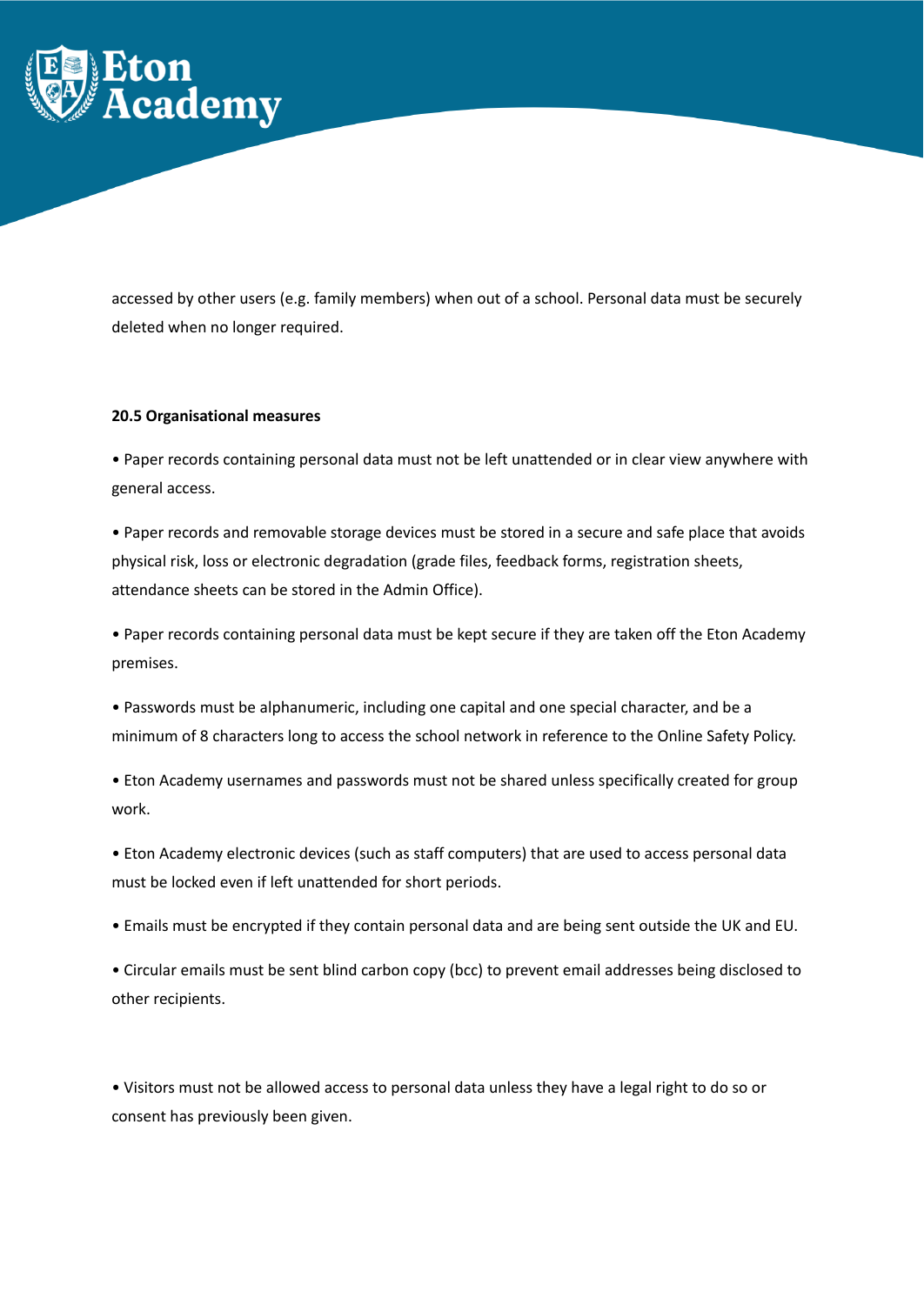accessed by other users (e.g. family members) when out of a school. Personal data must be securely deleted when no longer required.

**20.5 Organisational measures**

• Paper records containing personal data must not be left unattended or in clear view anywhere with general access.

• Paper records and removable storage devices must be stored in a secure and safe place that avoids physical risk, loss or electronic degradation (grade files, feedback forms, registration sheets, attendance sheets can be stored in the Admin Office).

• Paper records containing personal data must be kept secure if they are taken off the Eton Academy premises.

• Passwords must be alphanumeric, including one capital and one special character, and be a minimum of 8 characters long to access the school network in reference to the Online Safety Policy.

• Eton Academy usernames and passwords must not be shared unless specifically created for group work.

• Eton Academy electronic devices (such as staff computers) that are used to access personal data must be locked even if left unattended for short periods.

• Emails must be encrypted if they contain personal data and are being sent outside the UK and EU.

• Circular emails must be sent blind carbon copy (bcc) to prevent email addresses being disclosed to other recipients.

• Visitors must not be allowed access to personal data unless they have a legal right to do so or consent has previously been given.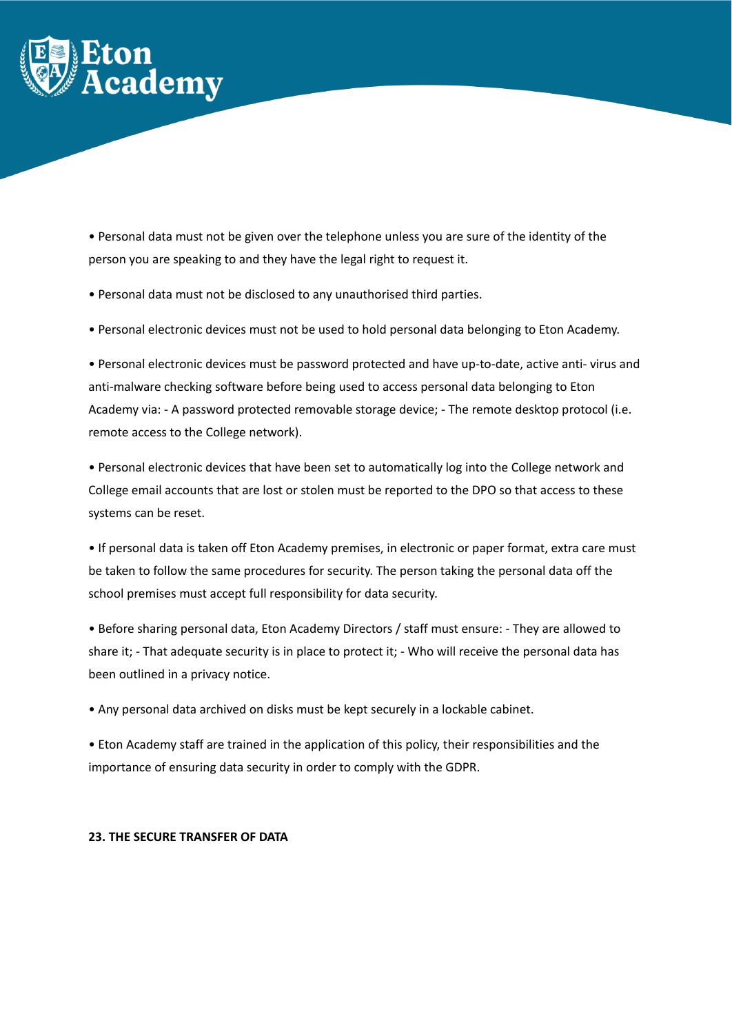- Personal data must not be given over the telephone unless you are sure of the identity of the person you are speaking to and they have the legal right to request it.

- Personal data must not be disclosed to any unauthorised third parties.

- Personal electronic devices must not be used to hold personal data belonging to Eton Academy.

- Personal electronic devices must be password protected and have up-to-date, active anti- virus and anti-malware checking software before being used to access personal data belonging to Eton Academy via: - A password protected removable storage device; - The remote desktop protocol (i.e. remote access to the College network).

- Personal electronic devices that have been set to automatically log into the College network and College email accounts that are lost or stolen must be reported to the DPO so that access to these systems can be reset.

- If personal data is taken off Eton Academy premises, in electronic or paper format, extra care must be taken to follow the same procedures for security. The person taking the personal data off the school premises must accept full responsibility for data security.

- Before sharing personal data, Eton Academy Directors / staff must ensure: - They are allowed to share it; - That adequate security is in place to protect it; - Who will receive the personal data has been outlined in a privacy notice.

- Any personal data archived on disks must be kept securely in a lockable cabinet.

- Eton Academy staff are trained in the application of this policy, their responsibilities and the importance of ensuring data security in order to comply with the GDPR.

**23. THE SECURE TRANSFER OF DATA**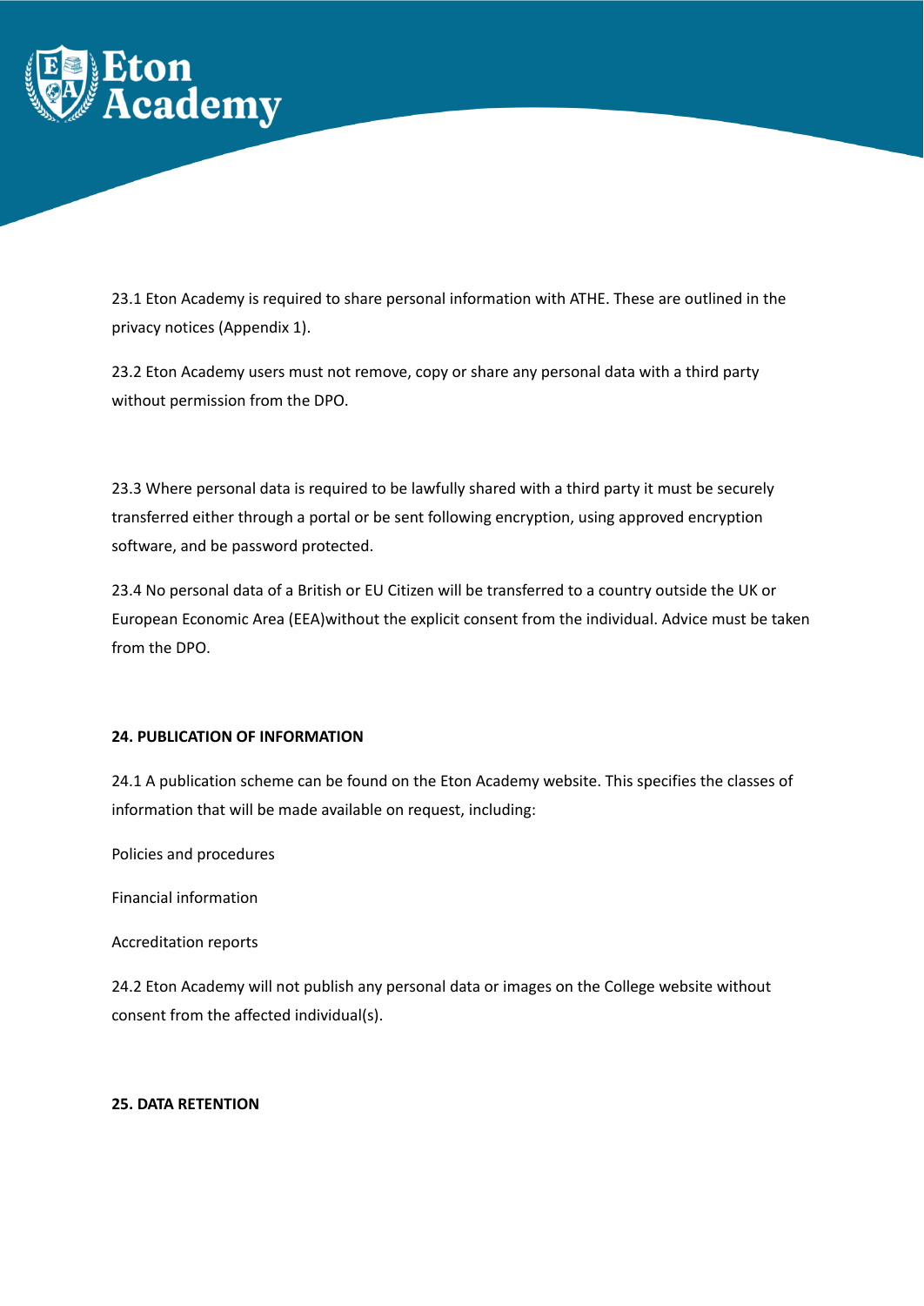23.1 Eton Academy is required to share personal information with ATHE. These are outlined in the privacy notices (Appendix 1).

23.2 Eton Academy users must not remove, copy or share any personal data with a third party without permission from the DPO.

23.3 Where personal data is required to be lawfully shared with a third party it must be securely transferred either through a portal or be sent following encryption, using approved encryption software, and be password protected.

23.4 No personal data of a British or EU Citizen will be transferred to a country outside the UK or European Economic Area (EEA)without the explicit consent from the individual. Advice must be taken from the DPO.

**24. PUBLICATION OF INFORMATION**

24.1 A publication scheme can be found on the Eton Academy website. This specifies the classes of information that will be made available on request, including:

Policies and procedures

Financial information

Accreditation reports

24.2 Eton Academy will not publish any personal data or images on the College website without consent from the affected individual(s).

**25. DATA RETENTION**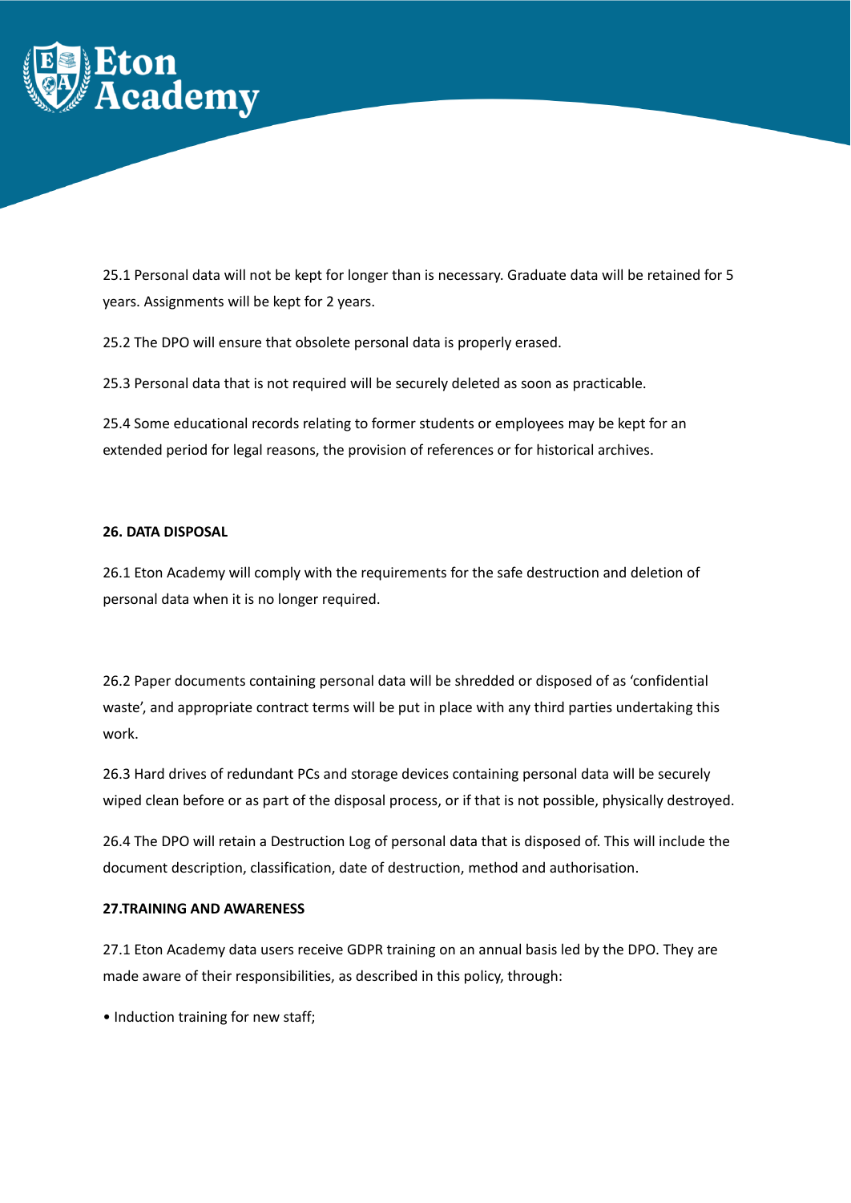25.1 Personal data will not be kept for longer than is necessary. Graduate data will be retained for 5 years. Assignments will be kept for 2 years.

25.2 The DPO will ensure that obsolete personal data is properly erased.

25.3 Personal data that is not required will be securely deleted as soon as practicable.

25.4 Some educational records relating to former students or employees may be kept for an extended period for legal reasons, the provision of references or for historical archives.

**26. DATA DISPOSAL**

26.1 Eton Academy will comply with the requirements for the safe destruction and deletion of personal data when it is no longer required.

26.2 Paper documents containing personal data will be shredded or disposed of as 'confidential waste', and appropriate contract terms will be put in place with any third parties undertaking this work.

26.3 Hard drives of redundant PCs and storage devices containing personal data will be securely wiped clean before or as part of the disposal process, or if that is not possible, physically destroyed.

26.4 The DPO will retain a Destruction Log of personal data that is disposed of. This will include the document description, classification, date of destruction, method and authorisation.

**27.TRAINING AND AWARENESS**

27.1 Eton Academy data users receive GDPR training on an annual basis led by the DPO. They are made aware of their responsibilities, as described in this policy, through:

- Induction training for new staff;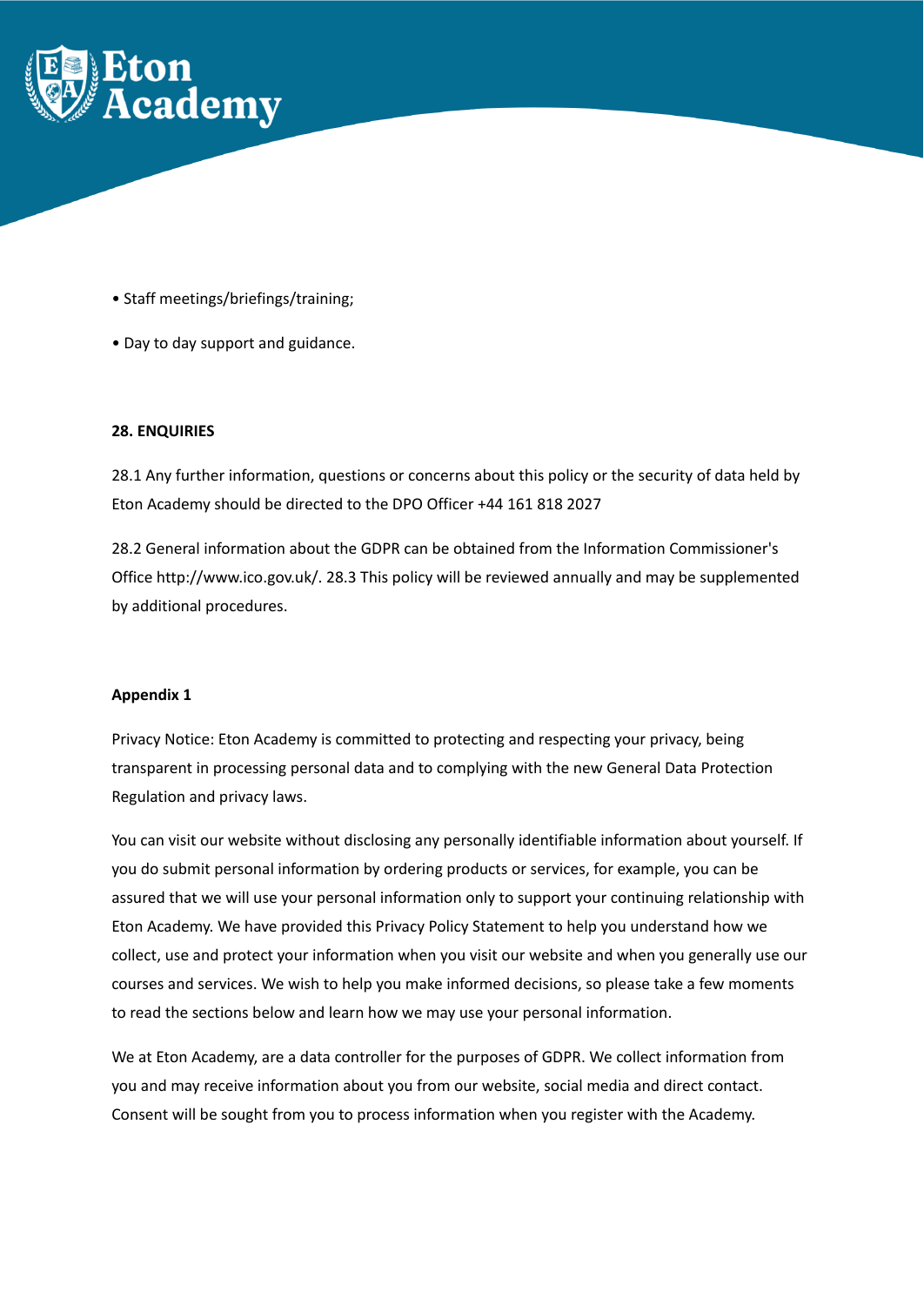- Staff meetings/briefings/training;
- Day to day support and guidance.

**28. ENQUIRIES**

28.1 Any further information, questions or concerns about this policy or the security of data held by Eton Academy should be directed to the DPO Officer +44 161 818 2027

28.2 General information about the GDPR can be obtained from the Information Commissioner's Office http://www.ico.gov.uk/. 28.3 This policy will be reviewed annually and may be supplemented by additional procedures.

**Appendix 1**

Privacy Notice: Eton Academy is committed to protecting and respecting your privacy, being transparent in processing personal data and to complying with the new General Data Protection Regulation and privacy laws.

You can visit our website without disclosing any personally identifiable information about yourself. If you do submit personal information by ordering products or services, for example, you can be assured that we will use your personal information only to support your continuing relationship with Eton Academy. We have provided this Privacy Policy Statement to help you understand how we collect, use and protect your information when you visit our website and when you generally use our courses and services. We wish to help you make informed decisions, so please take a few moments to read the sections below and learn how we may use your personal information.

We at Eton Academy, are a data controller for the purposes of GDPR. We collect information from you and may receive information about you from our website, social media and direct contact. Consent will be sought from you to process information when you register with the Academy.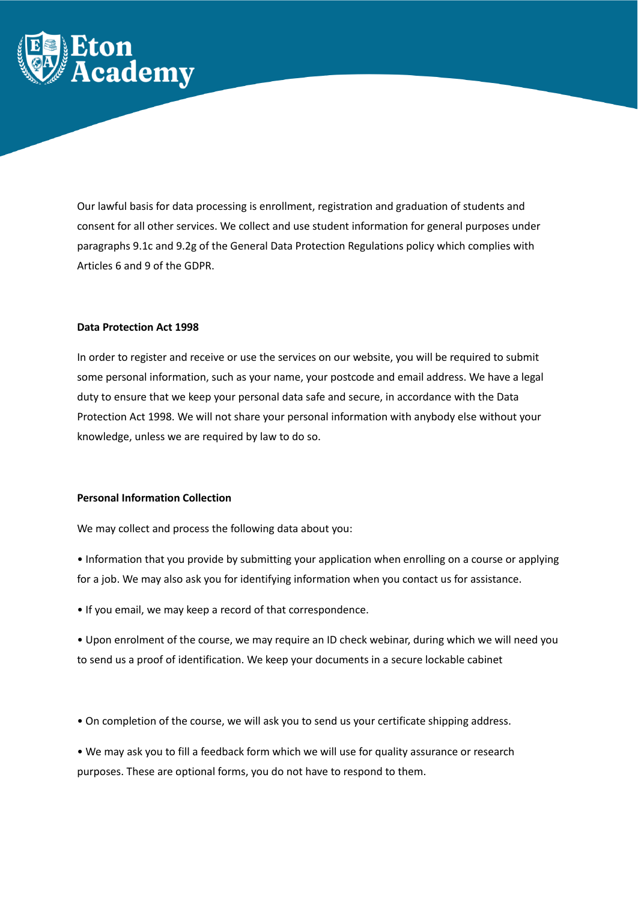Our lawful basis for data processing is enrollment, registration and graduation of students and consent for all other services. We collect and use student information for general purposes under paragraphs 9.1c and 9.2g of the General Data Protection Regulations policy which complies with Articles 6 and 9 of the GDPR.

**Data Protection Act 1998**

In order to register and receive or use the services on our website, you will be required to submit some personal information, such as your name, your postcode and email address. We have a legal duty to ensure that we keep your personal data safe and secure, in accordance with the Data Protection Act 1998. We will not share your personal information with anybody else without your knowledge, unless we are required by law to do so.

**Personal Information Collection**

We may collect and process the following data about you:

• Information that you provide by submitting your application when enrolling on a course or applying for a job. We may also ask you for identifying information when you contact us for assistance.

• If you email, we may keep a record of that correspondence.

• Upon enrolment of the course, we may require an ID check webinar, during which we will need you to send us a proof of identification. We keep your documents in a secure lockable cabinet

• On completion of the course, we will ask you to send us your certificate shipping address.

• We may ask you to fill a feedback form which we will use for quality assurance or research purposes. These are optional forms, you do not have to respond to them.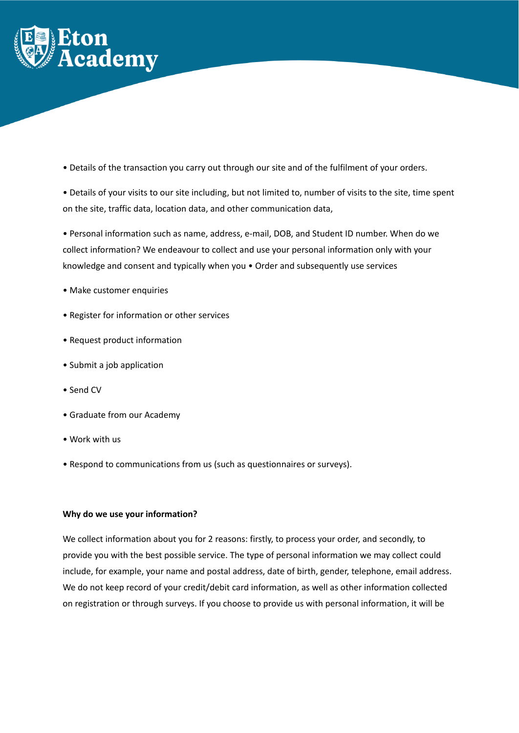- Details of the transaction you carry out through our site and of the fulfilment of your orders.
- Details of your visits to our site including, but not limited to, number of visits to the site, time spent on the site, traffic data, location data, and other communication data,
- Personal information such as name, address, e-mail, DOB, and Student ID number. When do we collect information? We endeavour to collect and use your personal information only with your knowledge and consent and typically when you • Order and subsequently use services
- Make customer enquiries
- Register for information or other services
- Request product information
- Submit a job application
- Send CV
- Graduate from our Academy
- Work with us
- Respond to communications from us (such as questionnaires or surveys).

**Why do we use your information?**

We collect information about you for 2 reasons: firstly, to process your order, and secondly, to provide you with the best possible service. The type of personal information we may collect could include, for example, your name and postal address, date of birth, gender, telephone, email address. We do not keep record of your credit/debit card information, as well as other information collected on registration or through surveys. If you choose to provide us with personal information, it will be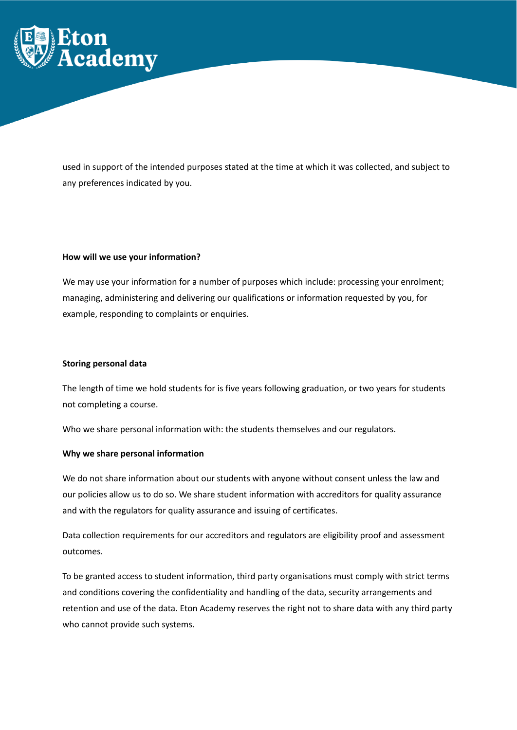used in support of the intended purposes stated at the time at which it was collected, and subject to any preferences indicated by you.

**How will we use your information?**

We may use your information for a number of purposes which include: processing your enrolment; managing, administering and delivering our qualifications or information requested by you, for example, responding to complaints or enquiries.

**Storing personal data**

The length of time we hold students for is five years following graduation, or two years for students not completing a course.

Who we share personal information with: the students themselves and our regulators.

**Why we share personal information**

We do not share information about our students with anyone without consent unless the law and our policies allow us to do so. We share student information with accreditors for quality assurance and with the regulators for quality assurance and issuing of certificates.

Data collection requirements for our accreditors and regulators are eligibility proof and assessment outcomes.

To be granted access to student information, third party organisations must comply with strict terms and conditions covering the confidentiality and handling of the data, security arrangements and retention and use of the data. Eton Academy reserves the right not to share data with any third party who cannot provide such systems.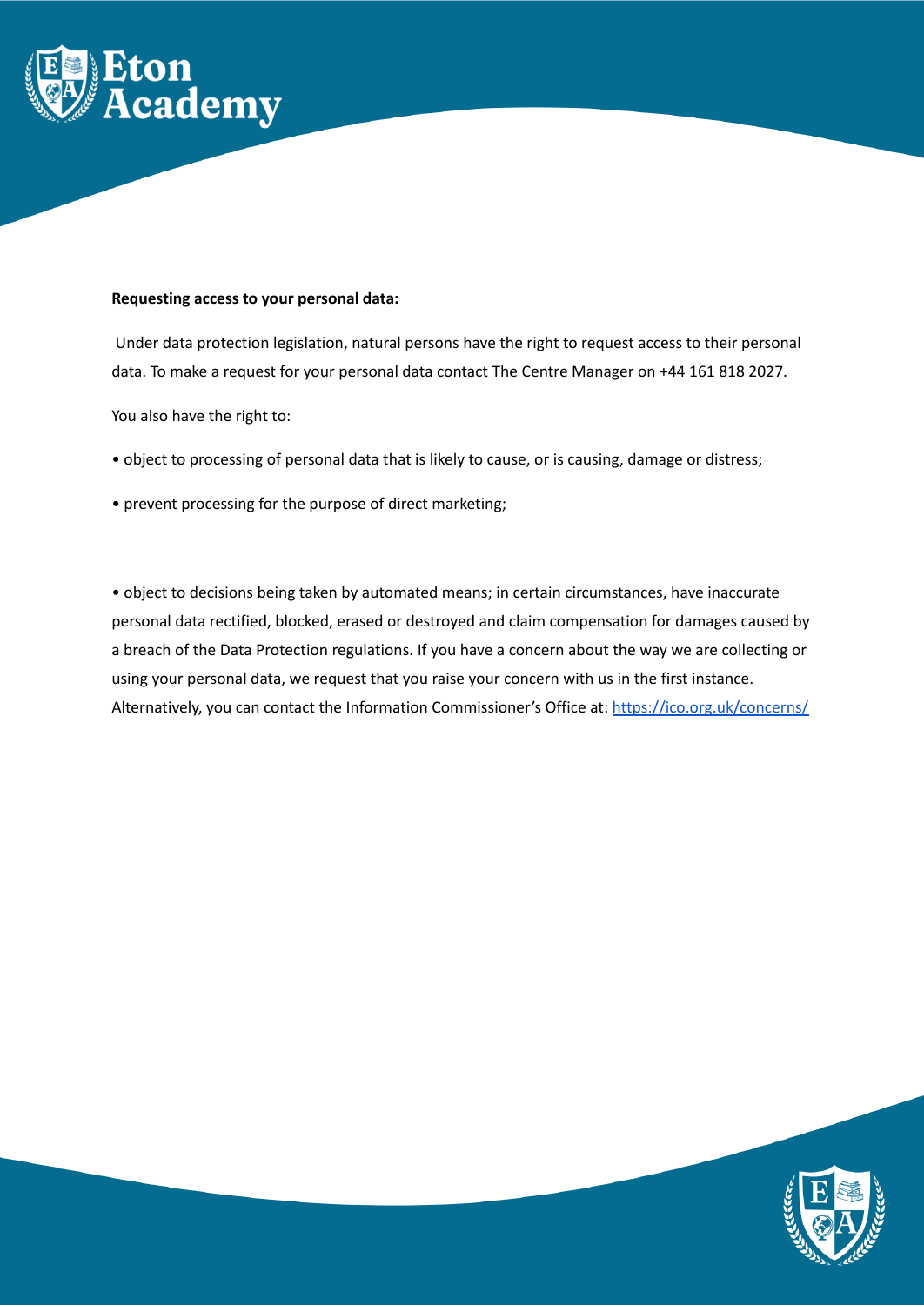**Requesting access to your personal data:**

Under data protection legislation, natural persons have the right to request access to their personal data. To make a request for your personal data contact The Centre Manager on +44 161 818 2027.

You also have the right to:

- object to processing of personal data that is likely to cause, or is causing, damage or distress;
- prevent processing for the purpose of direct marketing;
- object to decisions being taken by automated means; in certain circumstances, have inaccurate personal data rectified, blocked, erased or destroyed and claim compensation for damages caused by a breach of the Data Protection regulations. If you have a concern about the way we are collecting or using your personal data, we request that you raise your concern with us in the first instance. Alternatively, you can contact the Information Commissioner's Office at: [https://ico.org.uk/concerns/](https://ico.org.uk/concerns/)